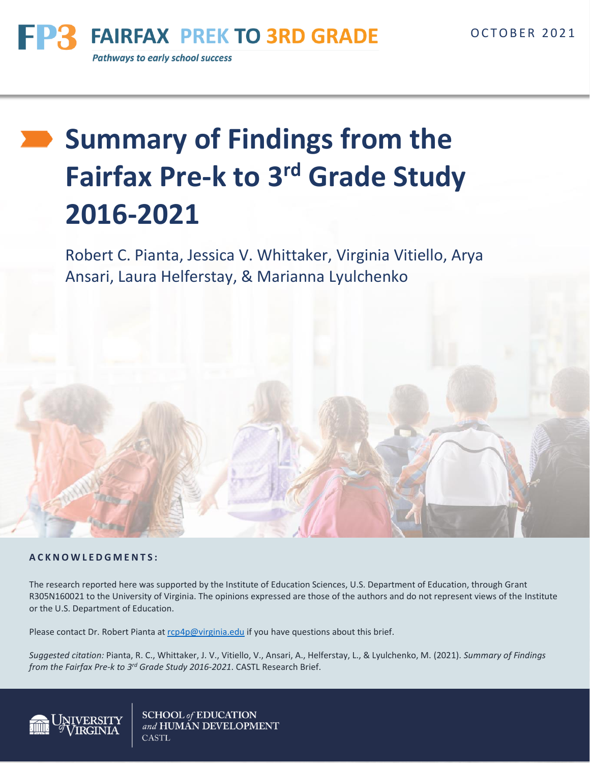**FP3 FAIRFAX PREK TO 3RD GRADE**

*Pathways to early school success*

OCTOBER 2021

# Summary of Findings from the Fairfax Pre-k to 3rd Grade Study 2016-2021

Robert C. Pianta, Jessica V. Whittaker, Virginia Vitiello, Arya Ansari, Laura Helferstay, & Marianna Lyulchenko

**ACKNOWLEDGMENTS:**

The research reported here was supported by the Institute of Education Sciences, U.S. Department of Education, through Grant R305N160021 to the University of Virginia. The opinions expressed are those of the authors and do not represent views of the Institute or the U.S. Department of Education.

Please contact Dr. Robert Pianta at rcp4p@virginia.edu if you have questions about this brief.

*Suggested citation:* Pianta, R. C., Whittaker, J. V., Vitiello, V., Ansari, A., Helferstay, L., & Lyulchenko, M. (2021). *Summary of Findings from the Fairfax Pre-k to 3rd Grade Study 2016-2021*. CASTL Research Brief.

University of Virginia

SCHOOL *of* EDUCATION *and* HUMAN DEVELOPMENT

CASTL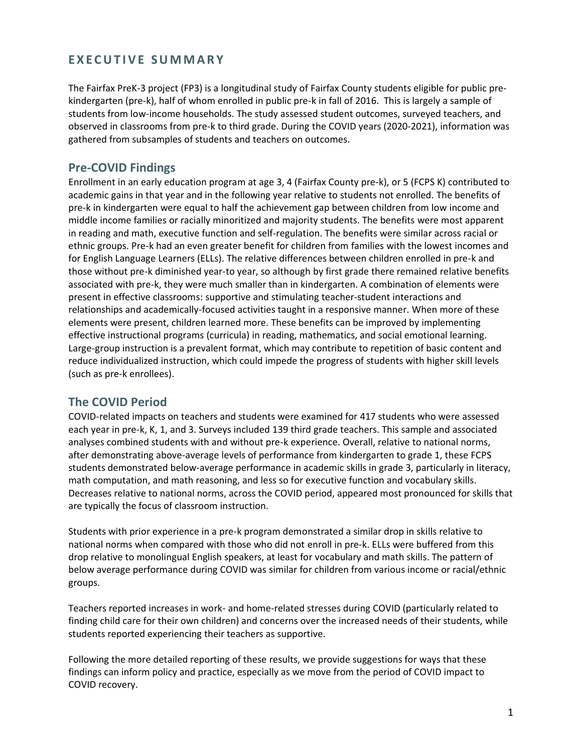# EXECUTIVE SUMMARY

The Fairfax PreK-3 project (FP3) is a longitudinal study of Fairfax County students eligible for public pre-kindergarten (pre-k), half of whom enrolled in public pre-k in fall of 2016. This is largely a sample of students from low-income households. The study assessed student outcomes, surveyed teachers, and observed in classrooms from pre-k to third grade. During the COVID years (2020-2021), information was gathered from subsamples of students and teachers on outcomes.

## Pre-COVID Findings

Enrollment in an early education program at age 3, 4 (Fairfax County pre-k), or 5 (FCPS K) contributed to academic gains in that year and in the following year relative to students not enrolled. The benefits of pre-k in kindergarten were equal to half the achievement gap between children from low income and middle income families or racially minoritized and majority students. The benefits were most apparent in reading and math, executive function and self-regulation. The benefits were similar across racial or ethnic groups. Pre-k had an even greater benefit for children from families with the lowest incomes and for English Language Learners (ELLs). The relative differences between children enrolled in pre-k and those without pre-k diminished year-to year, so although by first grade there remained relative benefits associated with pre-k, they were much smaller than in kindergarten. A combination of elements were present in effective classrooms: supportive and stimulating teacher-student interactions and relationships and academically-focused activities taught in a responsive manner. When more of these elements were present, children learned more. These benefits can be improved by implementing effective instructional programs (curricula) in reading, mathematics, and social emotional learning. Large-group instruction is a prevalent format, which may contribute to repetition of basic content and reduce individualized instruction, which could impede the progress of students with higher skill levels (such as pre-k enrollees).

## The COVID Period

COVID-related impacts on teachers and students were examined for 417 students who were assessed each year in pre-k, K, 1, and 3. Surveys included 139 third grade teachers. This sample and associated analyses combined students with and without pre-k experience. Overall, relative to national norms, after demonstrating above-average levels of performance from kindergarten to grade 1, these FCPS students demonstrated below-average performance in academic skills in grade 3, particularly in literacy, math computation, and math reasoning, and less so for executive function and vocabulary skills. Decreases relative to national norms, across the COVID period, appeared most pronounced for skills that are typically the focus of classroom instruction.

Students with prior experience in a pre-k program demonstrated a similar drop in skills relative to national norms when compared with those who did not enroll in pre-k. ELLs were buffered from this drop relative to monolingual English speakers, at least for vocabulary and math skills. The pattern of below average performance during COVID was similar for children from various income or racial/ethnic groups.

Teachers reported increases in work- and home-related stresses during COVID (particularly related to finding child care for their own children) and concerns over the increased needs of their students, while students reported experiencing their teachers as supportive.

Following the more detailed reporting of these results, we provide suggestions for ways that these findings can inform policy and practice, especially as we move from the period of COVID impact to COVID recovery.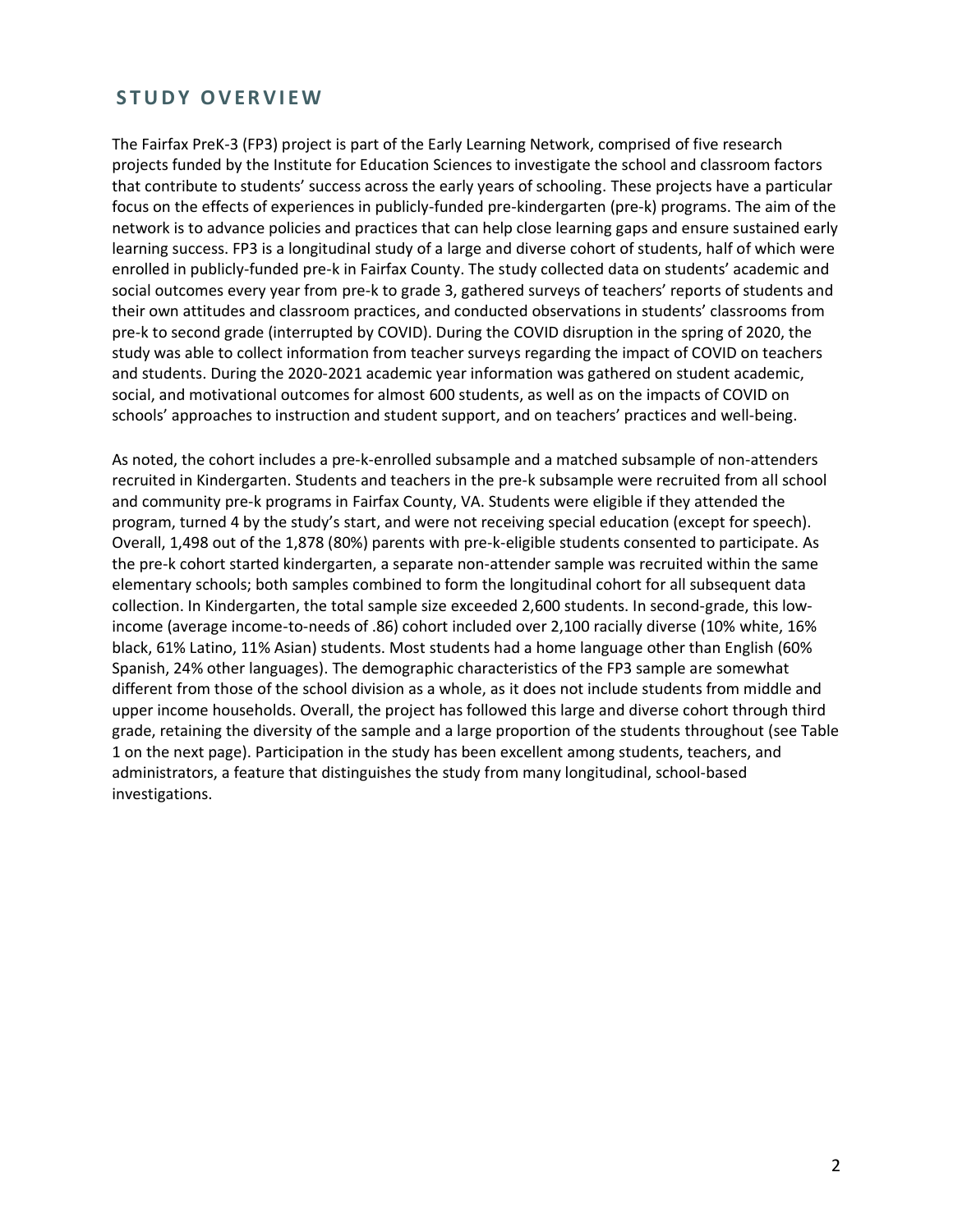## STUDY OVERVIEW

The Fairfax PreK-3 (FP3) project is part of the Early Learning Network, comprised of five research projects funded by the Institute for Education Sciences to investigate the school and classroom factors that contribute to students' success across the early years of schooling. These projects have a particular focus on the effects of experiences in publicly-funded pre-kindergarten (pre-k) programs. The aim of the network is to advance policies and practices that can help close learning gaps and ensure sustained early learning success. FP3 is a longitudinal study of a large and diverse cohort of students, half of which were enrolled in publicly-funded pre-k in Fairfax County. The study collected data on students' academic and social outcomes every year from pre-k to grade 3, gathered surveys of teachers' reports of students and their own attitudes and classroom practices, and conducted observations in students' classrooms from pre-k to second grade (interrupted by COVID). During the COVID disruption in the spring of 2020, the study was able to collect information from teacher surveys regarding the impact of COVID on teachers and students. During the 2020-2021 academic year information was gathered on student academic, social, and motivational outcomes for almost 600 students, as well as on the impacts of COVID on schools' approaches to instruction and student support, and on teachers' practices and well-being.

As noted, the cohort includes a pre-k-enrolled subsample and a matched subsample of non-attenders recruited in Kindergarten. Students and teachers in the pre-k subsample were recruited from all school and community pre-k programs in Fairfax County, VA. Students were eligible if they attended the program, turned 4 by the study's start, and were not receiving special education (except for speech). Overall, 1,498 out of the 1,878 (80%) parents with pre-k-eligible students consented to participate. As the pre-k cohort started kindergarten, a separate non-attender sample was recruited within the same elementary schools; both samples combined to form the longitudinal cohort for all subsequent data collection. In Kindergarten, the total sample size exceeded 2,600 students. In second-grade, this low-income (average income-to-needs of .86) cohort included over 2,100 racially diverse (10% white, 16% black, 61% Latino, 11% Asian) students. Most students had a home language other than English (60% Spanish, 24% other languages). The demographic characteristics of the FP3 sample are somewhat different from those of the school division as a whole, as it does not include students from middle and upper income households. Overall, the project has followed this large and diverse cohort through third grade, retaining the diversity of the sample and a large proportion of the students throughout (see Table 1 on the next page). Participation in the study has been excellent among students, teachers, and administrators, a feature that distinguishes the study from many longitudinal, school-based investigations.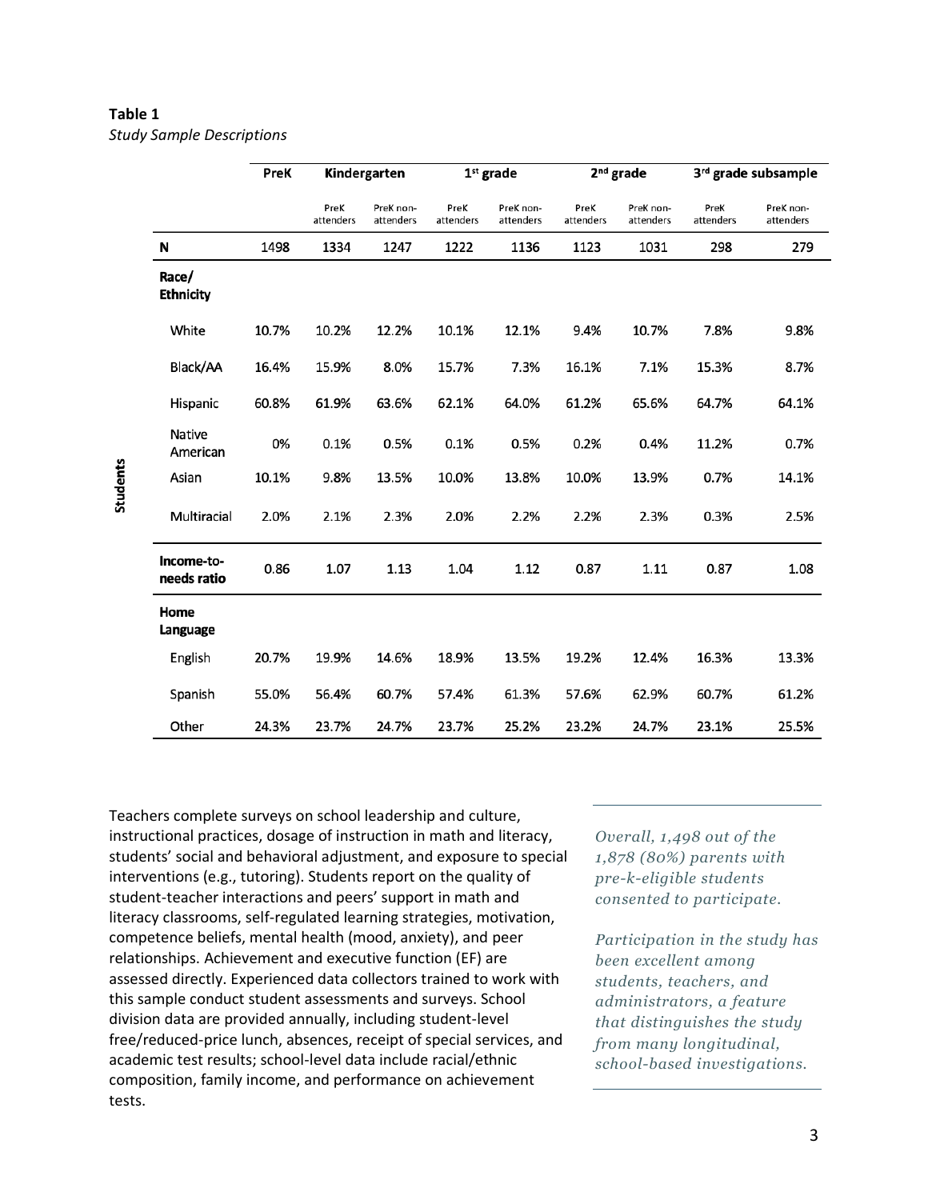**Table 1**
*Study Sample Descriptions*

| | | PreK | Kindergarten | | 1st grade | | 2nd grade | | 3rd grade subsample | |
|---|---|---|---|---|---|---|---|---|---|---|
| | | | PreK attenders | PreK non-attenders | PreK attenders | PreK non-attenders | PreK attenders | PreK non-attenders | PreK attenders | PreK non-attenders |
| Students | **N** | 1498 | 1334 | 1247 | 1222 | 1136 | 1123 | 1031 | 298 | 279 |
| | **Race/ Ethnicity** | | | | | | | | | |
| | White | 10.7% | 10.2% | 12.2% | 10.1% | 12.1% | 9.4% | 10.7% | 7.8% | 9.8% |
| | Black/AA | 16.4% | 15.9% | 8.0% | 15.7% | 7.3% | 16.1% | 7.1% | 15.3% | 8.7% |
| | Hispanic | 60.8% | 61.9% | 63.6% | 62.1% | 64.0% | 61.2% | 65.6% | 64.7% | 64.1% |
| | Native American | 0% | 0.1% | 0.5% | 0.1% | 0.5% | 0.2% | 0.4% | 11.2% | 0.7% |
| | Asian | 10.1% | 9.8% | 13.5% | 10.0% | 13.8% | 10.0% | 13.9% | 0.7% | 14.1% |
| | Multiracial | 2.0% | 2.1% | 2.3% | 2.0% | 2.2% | 2.2% | 2.3% | 0.3% | 2.5% |
| | **Income-to-needs ratio** | 0.86 | 1.07 | 1.13 | 1.04 | 1.12 | 0.87 | 1.11 | 0.87 | 1.08 |
| | **Home Language** | | | | | | | | | |
| | English | 20.7% | 19.9% | 14.6% | 18.9% | 13.5% | 19.2% | 12.4% | 16.3% | 13.3% |
| | Spanish | 55.0% | 56.4% | 60.7% | 57.4% | 61.3% | 57.6% | 62.9% | 60.7% | 61.2% |
| | Other | 24.3% | 23.7% | 24.7% | 23.7% | 25.2% | 23.2% | 24.7% | 23.1% | 25.5% |

Teachers complete surveys on school leadership and culture, instructional practices, dosage of instruction in math and literacy, students' social and behavioral adjustment, and exposure to special interventions (e.g., tutoring). Students report on the quality of student-teacher interactions and peers' support in math and literacy classrooms, self-regulated learning strategies, motivation, competence beliefs, mental health (mood, anxiety), and peer relationships. Achievement and executive function (EF) are assessed directly. Experienced data collectors trained to work with this sample conduct student assessments and surveys. School division data are provided annually, including student-level free/reduced-price lunch, absences, receipt of special services, and academic test results; school-level data include racial/ethnic composition, family income, and performance on achievement tests.

*Overall, 1,498 out of the 1,878 (80%) parents with pre-k-eligible students consented to participate.*

*Participation in the study has been excellent among students, teachers, and administrators, a feature that distinguishes the study from many longitudinal, school-based investigations.*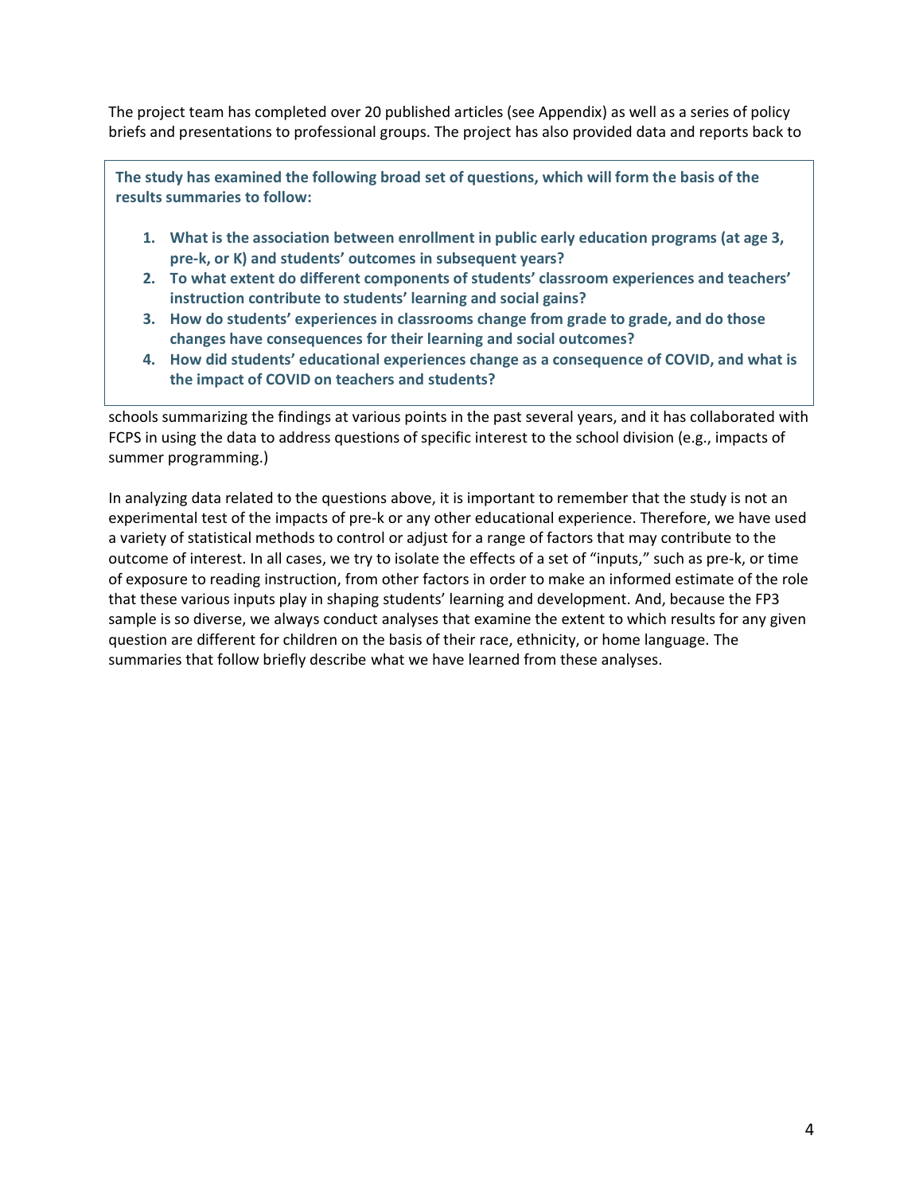The project team has completed over 20 published articles (see Appendix) as well as a series of policy briefs and presentations to professional groups. The project has also provided data and reports back to schools summarizing the findings at various points in the past several years, and it has collaborated with FCPS in using the data to address questions of specific interest to the school division (e.g., impacts of summer programming.)

> **The study has examined the following broad set of questions, which will form the basis of the results summaries to follow:**
>
> 1. **What is the association between enrollment in public early education programs (at age 3, pre-k, or K) and students' outcomes in subsequent years?**
> 2. **To what extent do different components of students' classroom experiences and teachers' instruction contribute to students' learning and social gains?**
> 3. **How do students' experiences in classrooms change from grade to grade, and do those changes have consequences for their learning and social outcomes?**
> 4. **How did students' educational experiences change as a consequence of COVID, and what is the impact of COVID on teachers and students?**

In analyzing data related to the questions above, it is important to remember that the study is not an experimental test of the impacts of pre-k or any other educational experience. Therefore, we have used a variety of statistical methods to control or adjust for a range of factors that may contribute to the outcome of interest. In all cases, we try to isolate the effects of a set of "inputs," such as pre-k, or time of exposure to reading instruction, from other factors in order to make an informed estimate of the role that these various inputs play in shaping students' learning and development. And, because the FP3 sample is so diverse, we always conduct analyses that examine the extent to which results for any given question are different for children on the basis of their race, ethnicity, or home language. The summaries that follow briefly describe what we have learned from these analyses.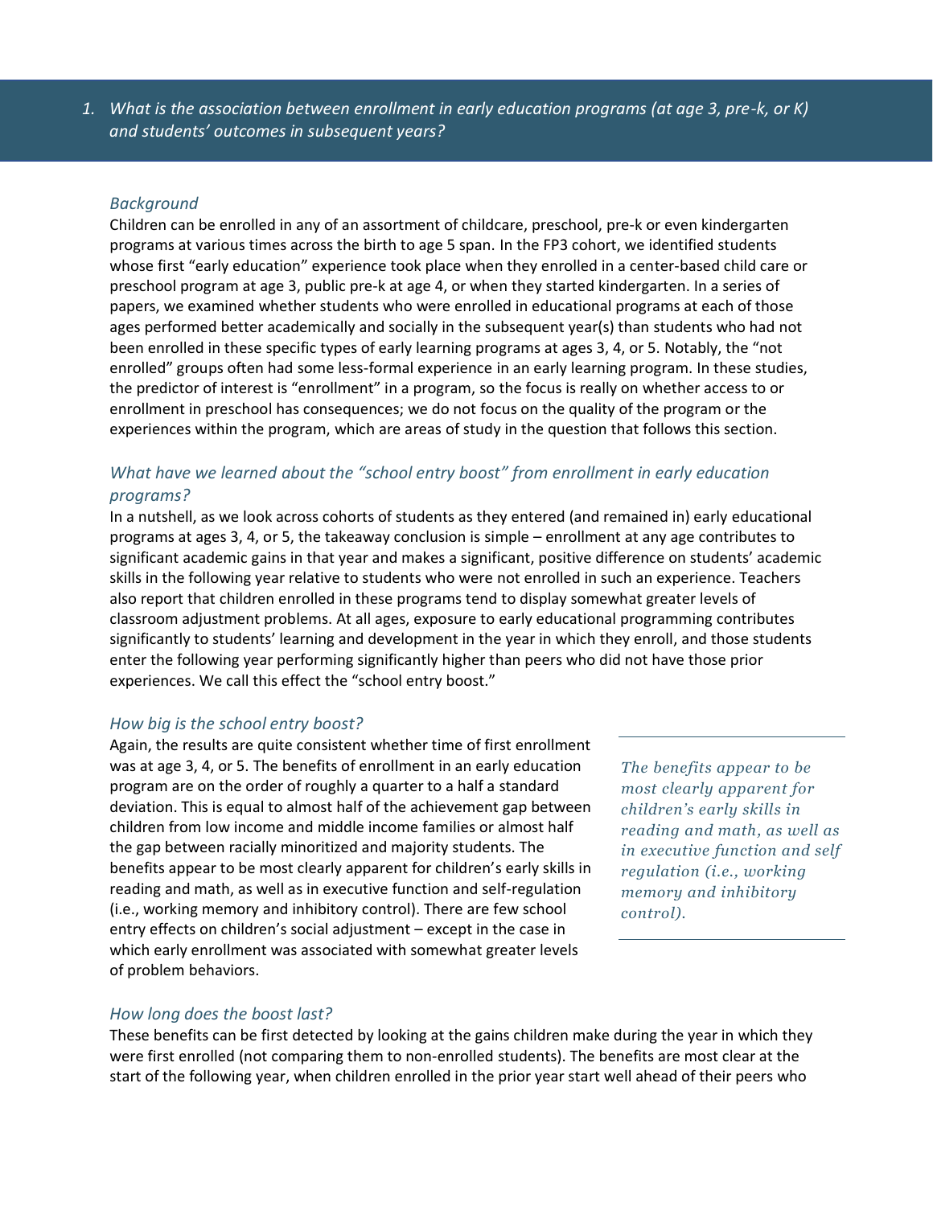## *1. What is the association between enrollment in early education programs (at age 3, pre-k, or K) and students' outcomes in subsequent years?*

*Background*

Children can be enrolled in any of an assortment of childcare, preschool, pre-k or even kindergarten programs at various times across the birth to age 5 span. In the FP3 cohort, we identified students whose first "early education" experience took place when they enrolled in a center-based child care or preschool program at age 3, public pre-k at age 4, or when they started kindergarten. In a series of papers, we examined whether students who were enrolled in educational programs at each of those ages performed better academically and socially in the subsequent year(s) than students who had not been enrolled in these specific types of early learning programs at ages 3, 4, or 5. Notably, the "not enrolled" groups often had some less-formal experience in an early learning program. In these studies, the predictor of interest is "enrollment" in a program, so the focus is really on whether access to or enrollment in preschool has consequences; we do not focus on the quality of the program or the experiences within the program, which are areas of study in the question that follows this section.

### *What have we learned about the "school entry boost" from enrollment in early education programs?*

In a nutshell, as we look across cohorts of students as they entered (and remained in) early educational programs at ages 3, 4, or 5, the takeaway conclusion is simple – enrollment at any age contributes to significant academic gains in that year and makes a significant, positive difference on students' academic skills in the following year relative to students who were not enrolled in such an experience. Teachers also report that children enrolled in these programs tend to display somewhat greater levels of classroom adjustment problems. At all ages, exposure to early educational programming contributes significantly to students' learning and development in the year in which they enroll, and those students enter the following year performing significantly higher than peers who did not have those prior experiences. We call this effect the "school entry boost."

*How big is the school entry boost?*

Again, the results are quite consistent whether time of first enrollment was at age 3, 4, or 5. The benefits of enrollment in an early education program are on the order of roughly a quarter to a half a standard deviation. This is equal to almost half of the achievement gap between children from low income and middle income families or almost half the gap between racially minoritized and majority students. The benefits appear to be most clearly apparent for children's early skills in reading and math, as well as in executive function and self-regulation (i.e., working memory and inhibitory control). There are few school entry effects on children's social adjustment – except in the case in which early enrollment was associated with somewhat greater levels of problem behaviors.

> *The benefits appear to be most clearly apparent for children's early skills in reading and math, as well as in executive function and self regulation (i.e., working memory and inhibitory control).*

*How long does the boost last?*

These benefits can be first detected by looking at the gains children make during the year in which they were first enrolled (not comparing them to non-enrolled students). The benefits are most clear at the start of the following year, when children enrolled in the prior year start well ahead of their peers who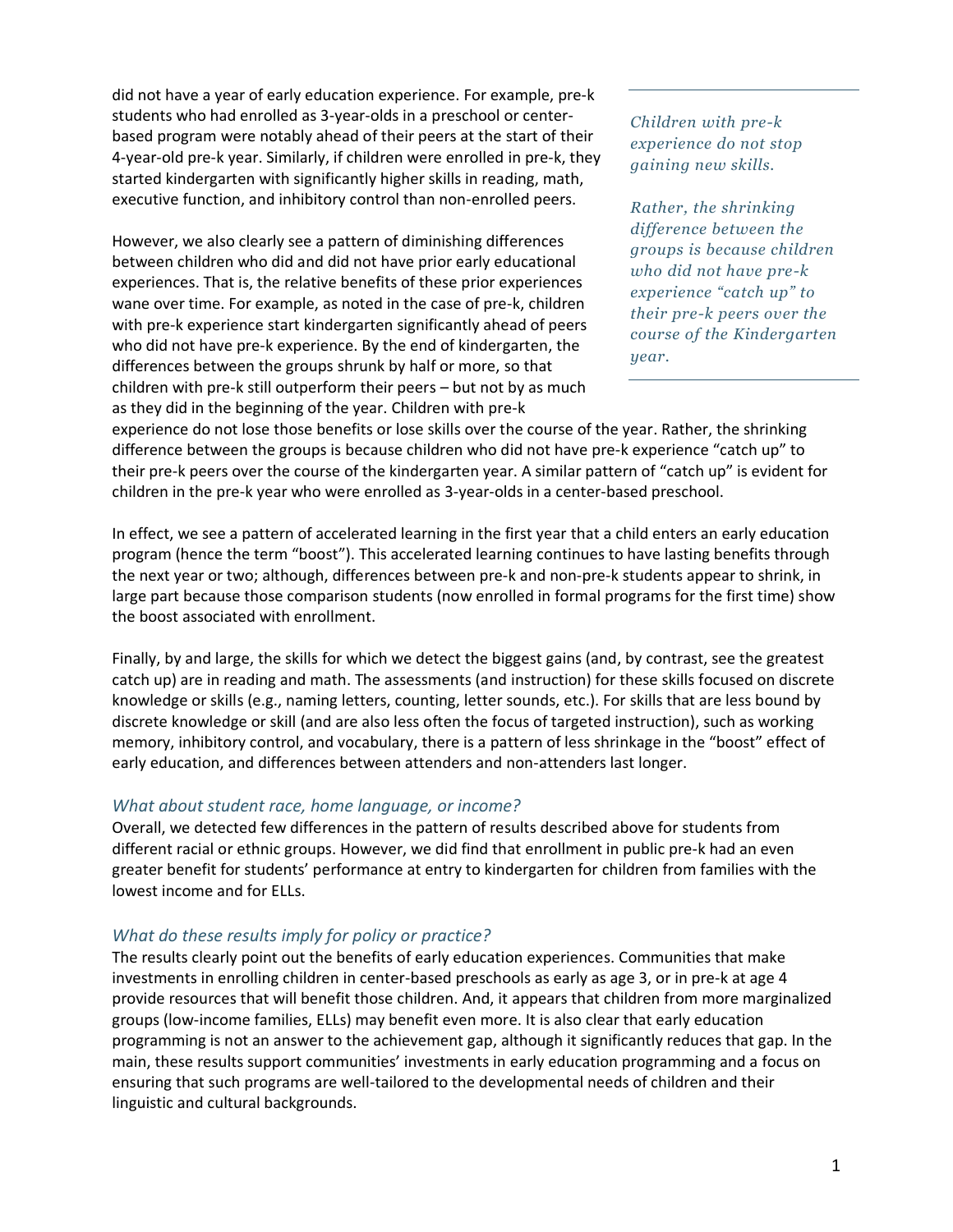did not have a year of early education experience. For example, pre-k students who had enrolled as 3-year-olds in a preschool or center-based program were notably ahead of their peers at the start of their 4-year-old pre-k year. Similarly, if children were enrolled in pre-k, they started kindergarten with significantly higher skills in reading, math, executive function, and inhibitory control than non-enrolled peers.

> *Children with pre-k experience do not stop gaining new skills.*
>
> *Rather, the shrinking difference between the groups is because children who did not have pre-k experience "catch up" to their pre-k peers over the course of the Kindergarten year.*

However, we also clearly see a pattern of diminishing differences between children who did and did not have prior early educational experiences. That is, the relative benefits of these prior experiences wane over time. For example, as noted in the case of pre-k, children with pre-k experience start kindergarten significantly ahead of peers who did not have pre-k experience. By the end of kindergarten, the differences between the groups shrunk by half or more, so that children with pre-k still outperform their peers – but not by as much as they did in the beginning of the year. Children with pre-k experience do not lose those benefits or lose skills over the course of the year. Rather, the shrinking difference between the groups is because children who did not have pre-k experience "catch up" to their pre-k peers over the course of the kindergarten year. A similar pattern of "catch up" is evident for children in the pre-k year who were enrolled as 3-year-olds in a center-based preschool.

In effect, we see a pattern of accelerated learning in the first year that a child enters an early education program (hence the term "boost"). This accelerated learning continues to have lasting benefits through the next year or two; although, differences between pre-k and non-pre-k students appear to shrink, in large part because those comparison students (now enrolled in formal programs for the first time) show the boost associated with enrollment.

Finally, by and large, the skills for which we detect the biggest gains (and, by contrast, see the greatest catch up) are in reading and math. The assessments (and instruction) for these skills focused on discrete knowledge or skills (e.g., naming letters, counting, letter sounds, etc.). For skills that are less bound by discrete knowledge or skill (and are also less often the focus of targeted instruction), such as working memory, inhibitory control, and vocabulary, there is a pattern of less shrinkage in the "boost" effect of early education, and differences between attenders and non-attenders last longer.

### *What about student race, home language, or income?*

Overall, we detected few differences in the pattern of results described above for students from different racial or ethnic groups. However, we did find that enrollment in public pre-k had an even greater benefit for students' performance at entry to kindergarten for children from families with the lowest income and for ELLs.

### *What do these results imply for policy or practice?*

The results clearly point out the benefits of early education experiences. Communities that make investments in enrolling children in center-based preschools as early as age 3, or in pre-k at age 4 provide resources that will benefit those children. And, it appears that children from more marginalized groups (low-income families, ELLs) may benefit even more. It is also clear that early education programming is not an answer to the achievement gap, although it significantly reduces that gap. In the main, these results support communities' investments in early education programming and a focus on ensuring that such programs are well-tailored to the developmental needs of children and their linguistic and cultural backgrounds.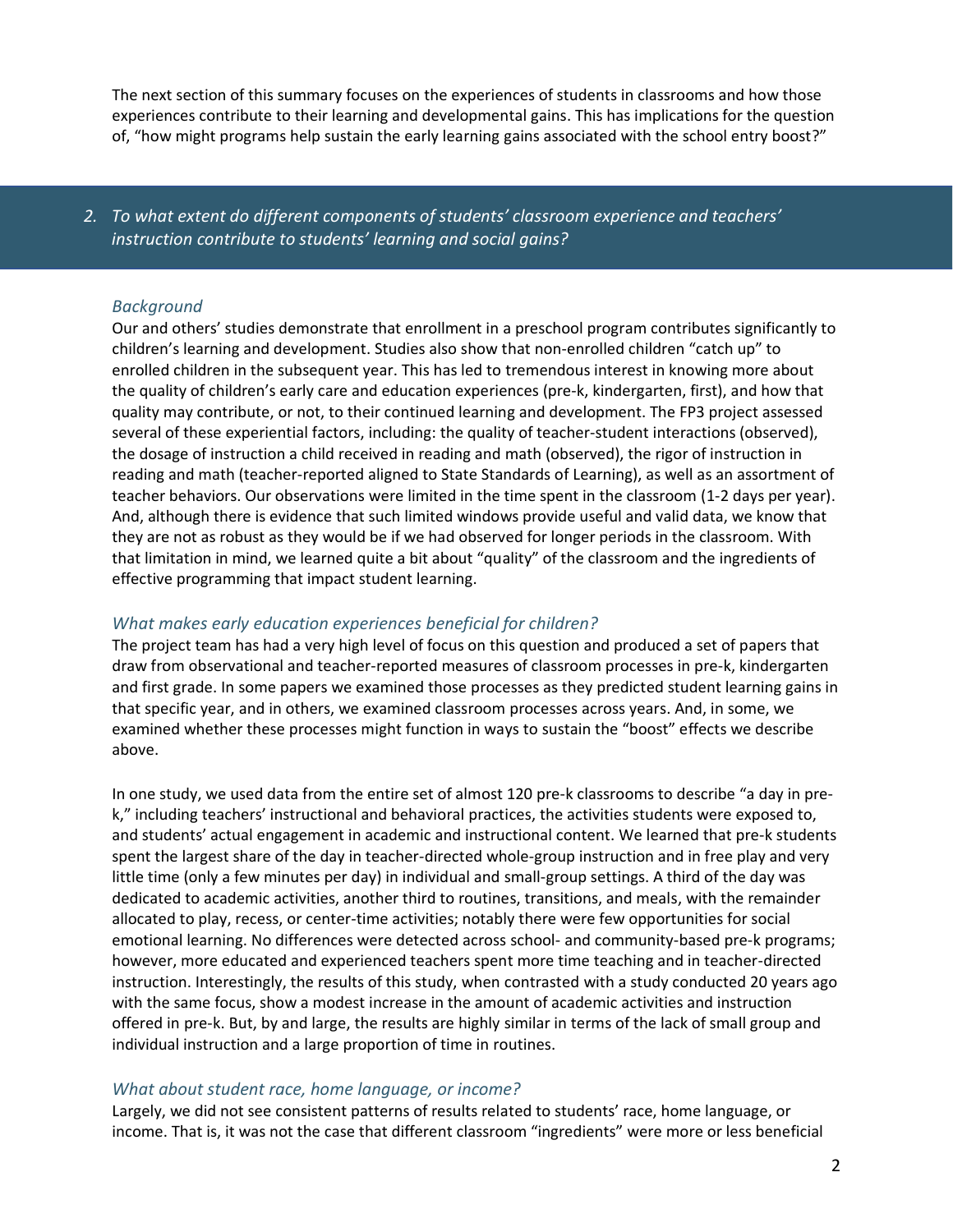The next section of this summary focuses on the experiences of students in classrooms and how those experiences contribute to their learning and developmental gains. This has implications for the question of, "how might programs help sustain the early learning gains associated with the school entry boost?"

## *2. To what extent do different components of students' classroom experience and teachers' instruction contribute to students' learning and social gains?*

### *Background*

Our and others' studies demonstrate that enrollment in a preschool program contributes significantly to children's learning and development. Studies also show that non-enrolled children "catch up" to enrolled children in the subsequent year. This has led to tremendous interest in knowing more about the quality of children's early care and education experiences (pre-k, kindergarten, first), and how that quality may contribute, or not, to their continued learning and development. The FP3 project assessed several of these experiential factors, including: the quality of teacher-student interactions (observed), the dosage of instruction a child received in reading and math (observed), the rigor of instruction in reading and math (teacher-reported aligned to State Standards of Learning), as well as an assortment of teacher behaviors. Our observations were limited in the time spent in the classroom (1-2 days per year). And, although there is evidence that such limited windows provide useful and valid data, we know that they are not as robust as they would be if we had observed for longer periods in the classroom. With that limitation in mind, we learned quite a bit about "quality" of the classroom and the ingredients of effective programming that impact student learning.

### *What makes early education experiences beneficial for children?*

The project team has had a very high level of focus on this question and produced a set of papers that draw from observational and teacher-reported measures of classroom processes in pre-k, kindergarten and first grade. In some papers we examined those processes as they predicted student learning gains in that specific year, and in others, we examined classroom processes across years. And, in some, we examined whether these processes might function in ways to sustain the "boost" effects we describe above.

In one study, we used data from the entire set of almost 120 pre-k classrooms to describe "a day in pre-k," including teachers' instructional and behavioral practices, the activities students were exposed to, and students' actual engagement in academic and instructional content. We learned that pre-k students spent the largest share of the day in teacher-directed whole-group instruction and in free play and very little time (only a few minutes per day) in individual and small-group settings. A third of the day was dedicated to academic activities, another third to routines, transitions, and meals, with the remainder allocated to play, recess, or center-time activities; notably there were few opportunities for social emotional learning. No differences were detected across school- and community-based pre-k programs; however, more educated and experienced teachers spent more time teaching and in teacher-directed instruction. Interestingly, the results of this study, when contrasted with a study conducted 20 years ago with the same focus, show a modest increase in the amount of academic activities and instruction offered in pre-k. But, by and large, the results are highly similar in terms of the lack of small group and individual instruction and a large proportion of time in routines.

### *What about student race, home language, or income?*

Largely, we did not see consistent patterns of results related to students' race, home language, or income. That is, it was not the case that different classroom "ingredients" were more or less beneficial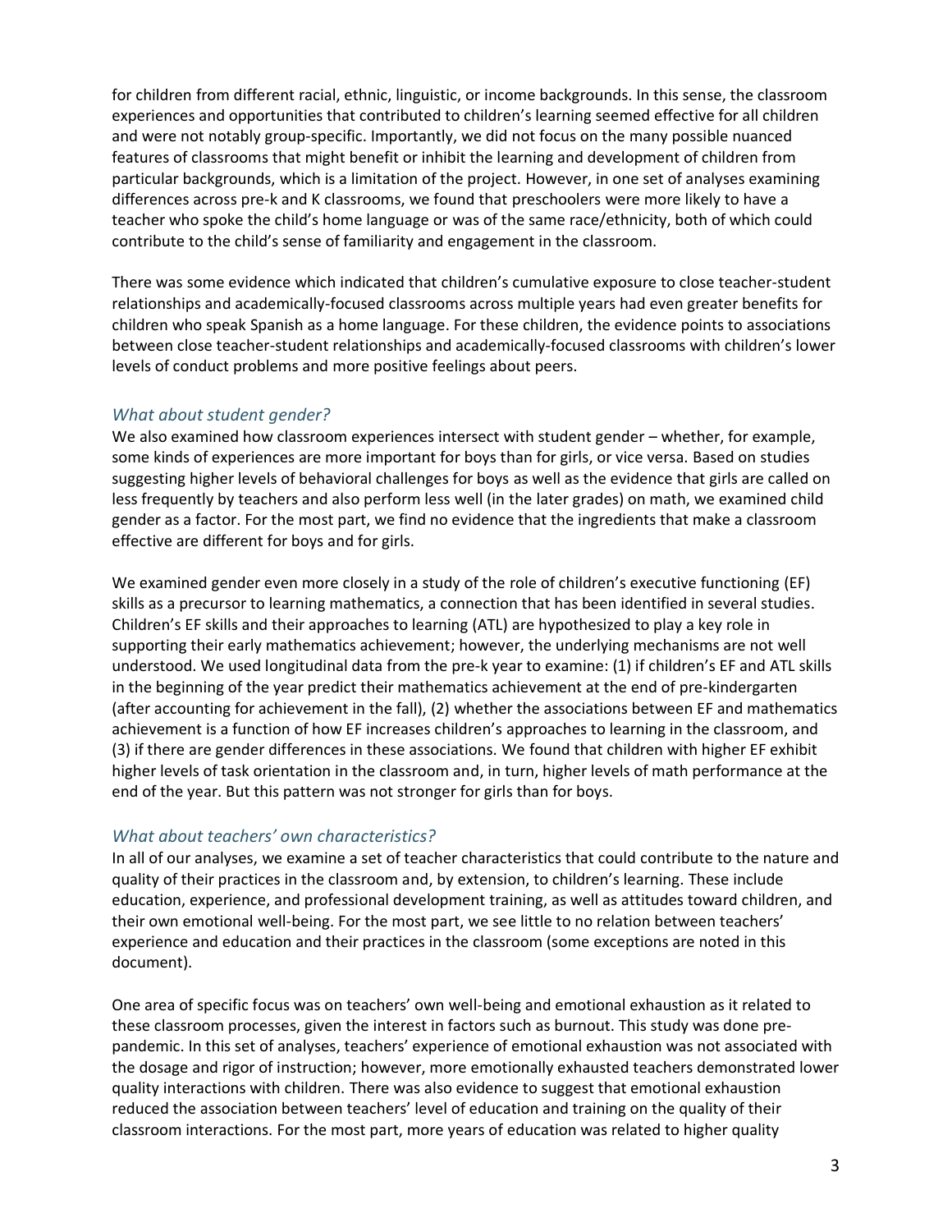for children from different racial, ethnic, linguistic, or income backgrounds. In this sense, the classroom experiences and opportunities that contributed to children's learning seemed effective for all children and were not notably group-specific. Importantly, we did not focus on the many possible nuanced features of classrooms that might benefit or inhibit the learning and development of children from particular backgrounds, which is a limitation of the project. However, in one set of analyses examining differences across pre-k and K classrooms, we found that preschoolers were more likely to have a teacher who spoke the child's home language or was of the same race/ethnicity, both of which could contribute to the child's sense of familiarity and engagement in the classroom.

There was some evidence which indicated that children's cumulative exposure to close teacher-student relationships and academically-focused classrooms across multiple years had even greater benefits for children who speak Spanish as a home language. For these children, the evidence points to associations between close teacher-student relationships and academically-focused classrooms with children's lower levels of conduct problems and more positive feelings about peers.

### *What about student gender?*

We also examined how classroom experiences intersect with student gender – whether, for example, some kinds of experiences are more important for boys than for girls, or vice versa. Based on studies suggesting higher levels of behavioral challenges for boys as well as the evidence that girls are called on less frequently by teachers and also perform less well (in the later grades) on math, we examined child gender as a factor. For the most part, we find no evidence that the ingredients that make a classroom effective are different for boys and for girls.

We examined gender even more closely in a study of the role of children's executive functioning (EF) skills as a precursor to learning mathematics, a connection that has been identified in several studies. Children's EF skills and their approaches to learning (ATL) are hypothesized to play a key role in supporting their early mathematics achievement; however, the underlying mechanisms are not well understood. We used longitudinal data from the pre-k year to examine: (1) if children's EF and ATL skills in the beginning of the year predict their mathematics achievement at the end of pre-kindergarten (after accounting for achievement in the fall), (2) whether the associations between EF and mathematics achievement is a function of how EF increases children's approaches to learning in the classroom, and (3) if there are gender differences in these associations. We found that children with higher EF exhibit higher levels of task orientation in the classroom and, in turn, higher levels of math performance at the end of the year. But this pattern was not stronger for girls than for boys.

### *What about teachers' own characteristics?*

In all of our analyses, we examine a set of teacher characteristics that could contribute to the nature and quality of their practices in the classroom and, by extension, to children's learning. These include education, experience, and professional development training, as well as attitudes toward children, and their own emotional well-being. For the most part, we see little to no relation between teachers' experience and education and their practices in the classroom (some exceptions are noted in this document).

One area of specific focus was on teachers' own well-being and emotional exhaustion as it related to these classroom processes, given the interest in factors such as burnout. This study was done pre-pandemic. In this set of analyses, teachers' experience of emotional exhaustion was not associated with the dosage and rigor of instruction; however, more emotionally exhausted teachers demonstrated lower quality interactions with children. There was also evidence to suggest that emotional exhaustion reduced the association between teachers' level of education and training on the quality of their classroom interactions. For the most part, more years of education was related to higher quality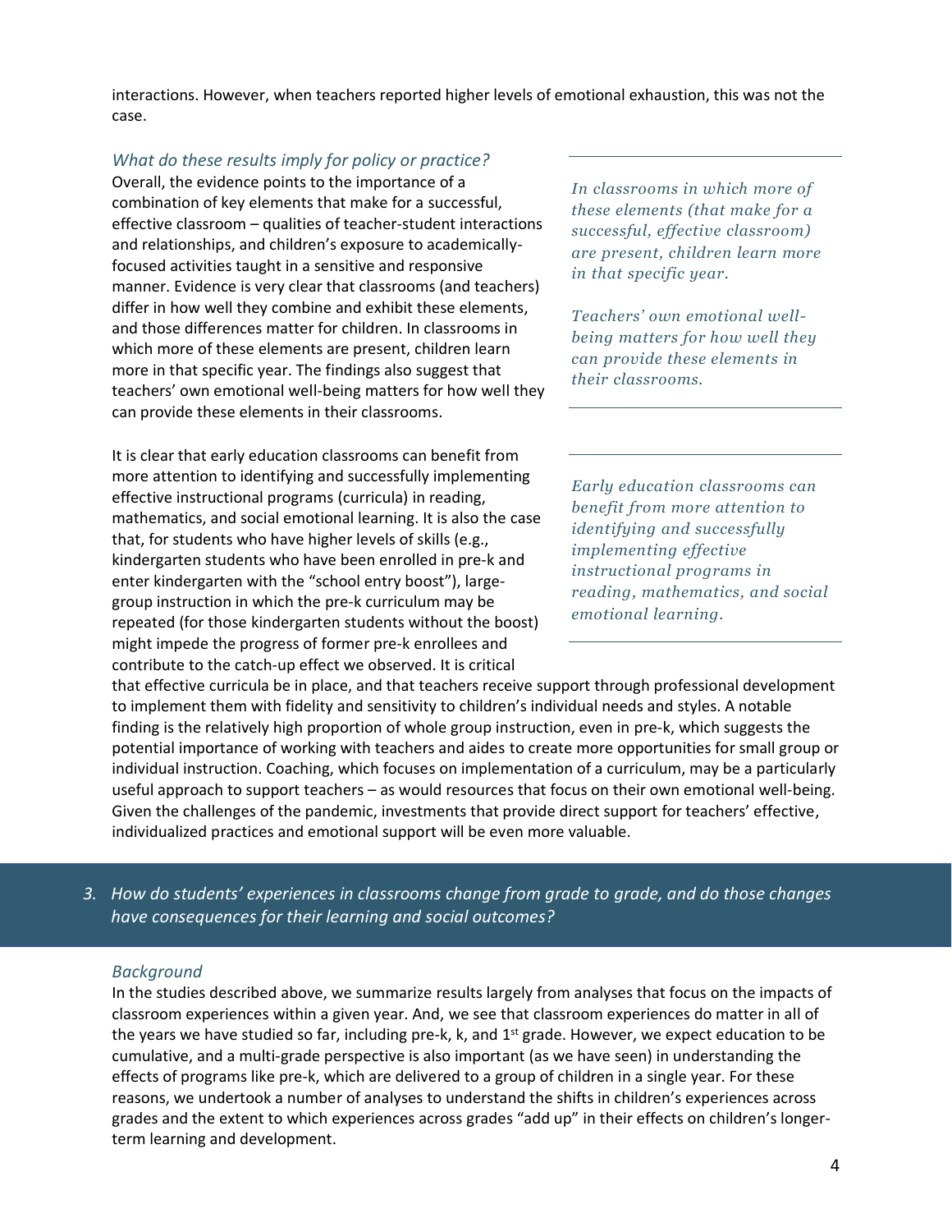interactions. However, when teachers reported higher levels of emotional exhaustion, this was not the case.

### *What do these results imply for policy or practice?*

Overall, the evidence points to the importance of a combination of key elements that make for a successful, effective classroom – qualities of teacher-student interactions and relationships, and children's exposure to academically-focused activities taught in a sensitive and responsive manner. Evidence is very clear that classrooms (and teachers) differ in how well they combine and exhibit these elements, and those differences matter for children. In classrooms in which more of these elements are present, children learn more in that specific year. The findings also suggest that teachers' own emotional well-being matters for how well they can provide these elements in their classrooms.

> *In classrooms in which more of these elements (that make for a successful, effective classroom) are present, children learn more in that specific year.*
>
> *Teachers' own emotional well-being matters for how well they can provide these elements in their classrooms.*

It is clear that early education classrooms can benefit from more attention to identifying and successfully implementing effective instructional programs (curricula) in reading, mathematics, and social emotional learning. It is also the case that, for students who have higher levels of skills (e.g., kindergarten students who have been enrolled in pre-k and enter kindergarten with the "school entry boost"), large-group instruction in which the pre-k curriculum may be repeated (for those kindergarten students without the boost) might impede the progress of former pre-k enrollees and contribute to the catch-up effect we observed. It is critical that effective curricula be in place, and that teachers receive support through professional development to implement them with fidelity and sensitivity to children's individual needs and styles. A notable finding is the relatively high proportion of whole group instruction, even in pre-k, which suggests the potential importance of working with teachers and aides to create more opportunities for small group or individual instruction. Coaching, which focuses on implementation of a curriculum, may be a particularly useful approach to support teachers – as would resources that focus on their own emotional well-being. Given the challenges of the pandemic, investments that provide direct support for teachers' effective, individualized practices and emotional support will be even more valuable.

> *Early education classrooms can benefit from more attention to identifying and successfully implementing effective instructional programs in reading, mathematics, and social emotional learning.*

## *3. How do students' experiences in classrooms change from grade to grade, and do those changes have consequences for their learning and social outcomes?*

### *Background*

In the studies described above, we summarize results largely from analyses that focus on the impacts of classroom experiences within a given year. And, we see that classroom experiences do matter in all of the years we have studied so far, including pre-k, k, and 1st grade. However, we expect education to be cumulative, and a multi-grade perspective is also important (as we have seen) in understanding the effects of programs like pre-k, which are delivered to a group of children in a single year. For these reasons, we undertook a number of analyses to understand the shifts in children's experiences across grades and the extent to which experiences across grades "add up" in their effects on children's longer-term learning and development.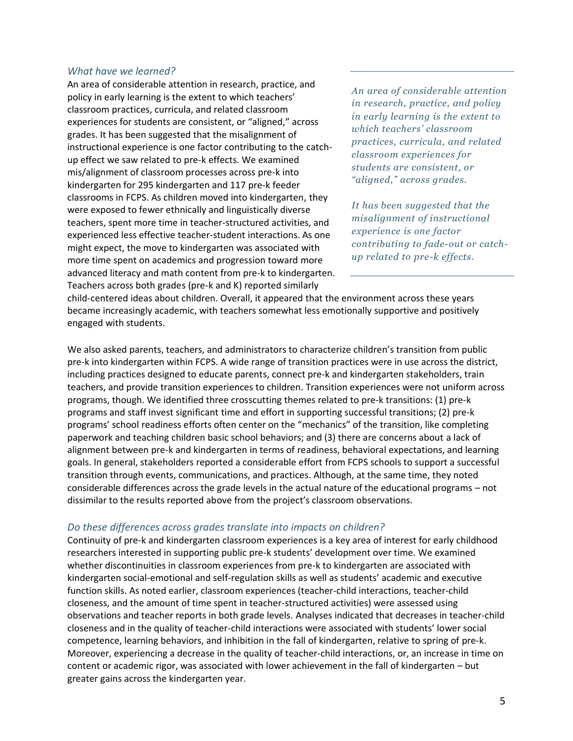### *What have we learned?*

An area of considerable attention in research, practice, and policy in early learning is the extent to which teachers' classroom practices, curricula, and related classroom experiences for students are consistent, or "aligned," across grades. It has been suggested that the misalignment of instructional experience is one factor contributing to the catch-up effect we saw related to pre-k effects. We examined mis/alignment of classroom processes across pre-k into kindergarten for 295 kindergarten and 117 pre-k feeder classrooms in FCPS. As children moved into kindergarten, they were exposed to fewer ethnically and linguistically diverse teachers, spent more time in teacher-structured activities, and experienced less effective teacher-student interactions. As one might expect, the move to kindergarten was associated with more time spent on academics and progression toward more advanced literacy and math content from pre-k to kindergarten. Teachers across both grades (pre-k and K) reported similarly child-centered ideas about children. Overall, it appeared that the environment across these years became increasingly academic, with teachers somewhat less emotionally supportive and positively engaged with students.

> *An area of considerable attention in research, practice, and policy in early learning is the extent to which teachers' classroom practices, curricula, and related classroom experiences for students are consistent, or "aligned," across grades.*
>
> *It has been suggested that the misalignment of instructional experience is one factor contributing to fade-out or catch-up related to pre-k effects.*

We also asked parents, teachers, and administrators to characterize children's transition from public pre-k into kindergarten within FCPS. A wide range of transition practices were in use across the district, including practices designed to educate parents, connect pre-k and kindergarten stakeholders, train teachers, and provide transition experiences to children. Transition experiences were not uniform across programs, though. We identified three crosscutting themes related to pre-k transitions: (1) pre-k programs and staff invest significant time and effort in supporting successful transitions; (2) pre-k programs' school readiness efforts often center on the "mechanics" of the transition, like completing paperwork and teaching children basic school behaviors; and (3) there are concerns about a lack of alignment between pre-k and kindergarten in terms of readiness, behavioral expectations, and learning goals. In general, stakeholders reported a considerable effort from FCPS schools to support a successful transition through events, communications, and practices. Although, at the same time, they noted considerable differences across the grade levels in the actual nature of the educational programs – not dissimilar to the results reported above from the project's classroom observations.

### *Do these differences across grades translate into impacts on children?*

Continuity of pre-k and kindergarten classroom experiences is a key area of interest for early childhood researchers interested in supporting public pre-k students' development over time. We examined whether discontinuities in classroom experiences from pre-k to kindergarten are associated with kindergarten social-emotional and self-regulation skills as well as students' academic and executive function skills. As noted earlier, classroom experiences (teacher-child interactions, teacher-child closeness, and the amount of time spent in teacher-structured activities) were assessed using observations and teacher reports in both grade levels. Analyses indicated that decreases in teacher-child closeness and in the quality of teacher-child interactions were associated with students' lower social competence, learning behaviors, and inhibition in the fall of kindergarten, relative to spring of pre-k. Moreover, experiencing a decrease in the quality of teacher-child interactions, or, an increase in time on content or academic rigor, was associated with lower achievement in the fall of kindergarten – but greater gains across the kindergarten year.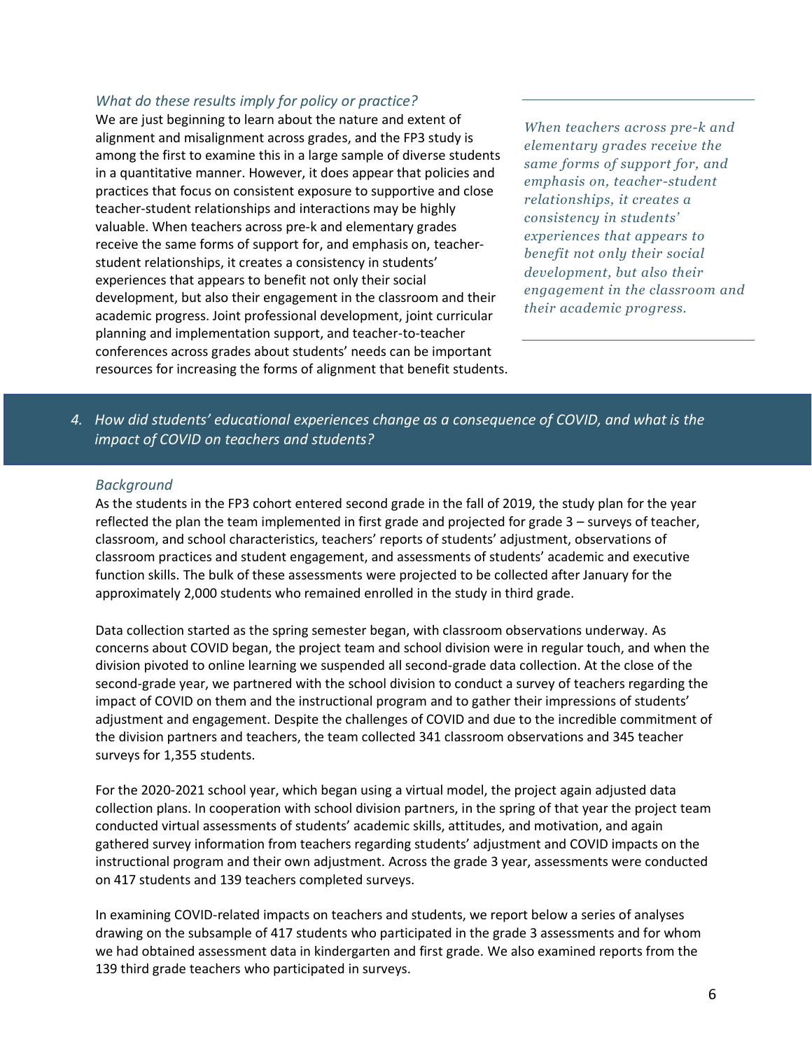### *What do these results imply for policy or practice?*

We are just beginning to learn about the nature and extent of alignment and misalignment across grades, and the FP3 study is among the first to examine this in a large sample of diverse students in a quantitative manner. However, it does appear that policies and practices that focus on consistent exposure to supportive and close teacher-student relationships and interactions may be highly valuable. When teachers across pre-k and elementary grades receive the same forms of support for, and emphasis on, teacher-student relationships, it creates a consistency in students' experiences that appears to benefit not only their social development, but also their engagement in the classroom and their academic progress. Joint professional development, joint curricular planning and implementation support, and teacher-to-teacher conferences across grades about students' needs can be important resources for increasing the forms of alignment that benefit students.

> *When teachers across pre-k and elementary grades receive the same forms of support for, and emphasis on, teacher-student relationships, it creates a consistency in students' experiences that appears to benefit not only their social development, but also their engagement in the classroom and their academic progress.*

## *4. How did students' educational experiences change as a consequence of COVID, and what is the impact of COVID on teachers and students?*

### *Background*

As the students in the FP3 cohort entered second grade in the fall of 2019, the study plan for the year reflected the plan the team implemented in first grade and projected for grade 3 – surveys of teacher, classroom, and school characteristics, teachers' reports of students' adjustment, observations of classroom practices and student engagement, and assessments of students' academic and executive function skills. The bulk of these assessments were projected to be collected after January for the approximately 2,000 students who remained enrolled in the study in third grade.

Data collection started as the spring semester began, with classroom observations underway. As concerns about COVID began, the project team and school division were in regular touch, and when the division pivoted to online learning we suspended all second-grade data collection. At the close of the second-grade year, we partnered with the school division to conduct a survey of teachers regarding the impact of COVID on them and the instructional program and to gather their impressions of students' adjustment and engagement. Despite the challenges of COVID and due to the incredible commitment of the division partners and teachers, the team collected 341 classroom observations and 345 teacher surveys for 1,355 students.

For the 2020-2021 school year, which began using a virtual model, the project again adjusted data collection plans. In cooperation with school division partners, in the spring of that year the project team conducted virtual assessments of students' academic skills, attitudes, and motivation, and again gathered survey information from teachers regarding students' adjustment and COVID impacts on the instructional program and their own adjustment. Across the grade 3 year, assessments were conducted on 417 students and 139 teachers completed surveys.

In examining COVID-related impacts on teachers and students, we report below a series of analyses drawing on the subsample of 417 students who participated in the grade 3 assessments and for whom we had obtained assessment data in kindergarten and first grade. We also examined reports from the 139 third grade teachers who participated in surveys.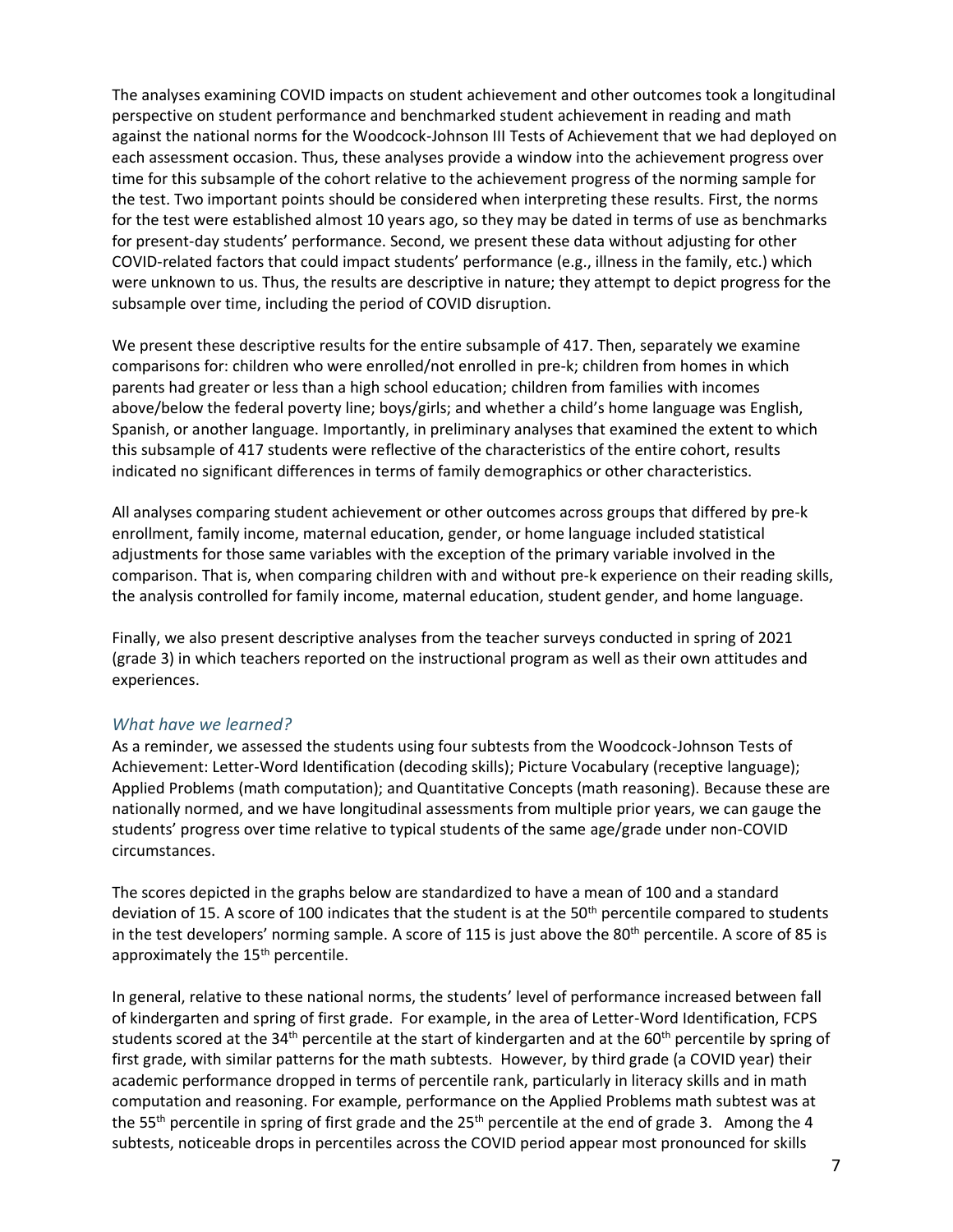The analyses examining COVID impacts on student achievement and other outcomes took a longitudinal perspective on student performance and benchmarked student achievement in reading and math against the national norms for the Woodcock-Johnson III Tests of Achievement that we had deployed on each assessment occasion. Thus, these analyses provide a window into the achievement progress over time for this subsample of the cohort relative to the achievement progress of the norming sample for the test. Two important points should be considered when interpreting these results. First, the norms for the test were established almost 10 years ago, so they may be dated in terms of use as benchmarks for present-day students' performance. Second, we present these data without adjusting for other COVID-related factors that could impact students' performance (e.g., illness in the family, etc.) which were unknown to us. Thus, the results are descriptive in nature; they attempt to depict progress for the subsample over time, including the period of COVID disruption.

We present these descriptive results for the entire subsample of 417. Then, separately we examine comparisons for: children who were enrolled/not enrolled in pre-k; children from homes in which parents had greater or less than a high school education; children from families with incomes above/below the federal poverty line; boys/girls; and whether a child's home language was English, Spanish, or another language. Importantly, in preliminary analyses that examined the extent to which this subsample of 417 students were reflective of the characteristics of the entire cohort, results indicated no significant differences in terms of family demographics or other characteristics.

All analyses comparing student achievement or other outcomes across groups that differed by pre-k enrollment, family income, maternal education, gender, or home language included statistical adjustments for those same variables with the exception of the primary variable involved in the comparison. That is, when comparing children with and without pre-k experience on their reading skills, the analysis controlled for family income, maternal education, student gender, and home language.

Finally, we also present descriptive analyses from the teacher surveys conducted in spring of 2021 (grade 3) in which teachers reported on the instructional program as well as their own attitudes and experiences.

### *What have we learned?*

As a reminder, we assessed the students using four subtests from the Woodcock-Johnson Tests of Achievement: Letter-Word Identification (decoding skills); Picture Vocabulary (receptive language); Applied Problems (math computation); and Quantitative Concepts (math reasoning). Because these are nationally normed, and we have longitudinal assessments from multiple prior years, we can gauge the students' progress over time relative to typical students of the same age/grade under non-COVID circumstances.

The scores depicted in the graphs below are standardized to have a mean of 100 and a standard deviation of 15. A score of 100 indicates that the student is at the 50th percentile compared to students in the test developers' norming sample. A score of 115 is just above the 80th percentile. A score of 85 is approximately the 15th percentile.

In general, relative to these national norms, the students' level of performance increased between fall of kindergarten and spring of first grade. For example, in the area of Letter-Word Identification, FCPS students scored at the 34th percentile at the start of kindergarten and at the 60th percentile by spring of first grade, with similar patterns for the math subtests. However, by third grade (a COVID year) their academic performance dropped in terms of percentile rank, particularly in literacy skills and in math computation and reasoning. For example, performance on the Applied Problems math subtest was at the 55th percentile in spring of first grade and the 25th percentile at the end of grade 3. Among the 4 subtests, noticeable drops in percentiles across the COVID period appear most pronounced for skills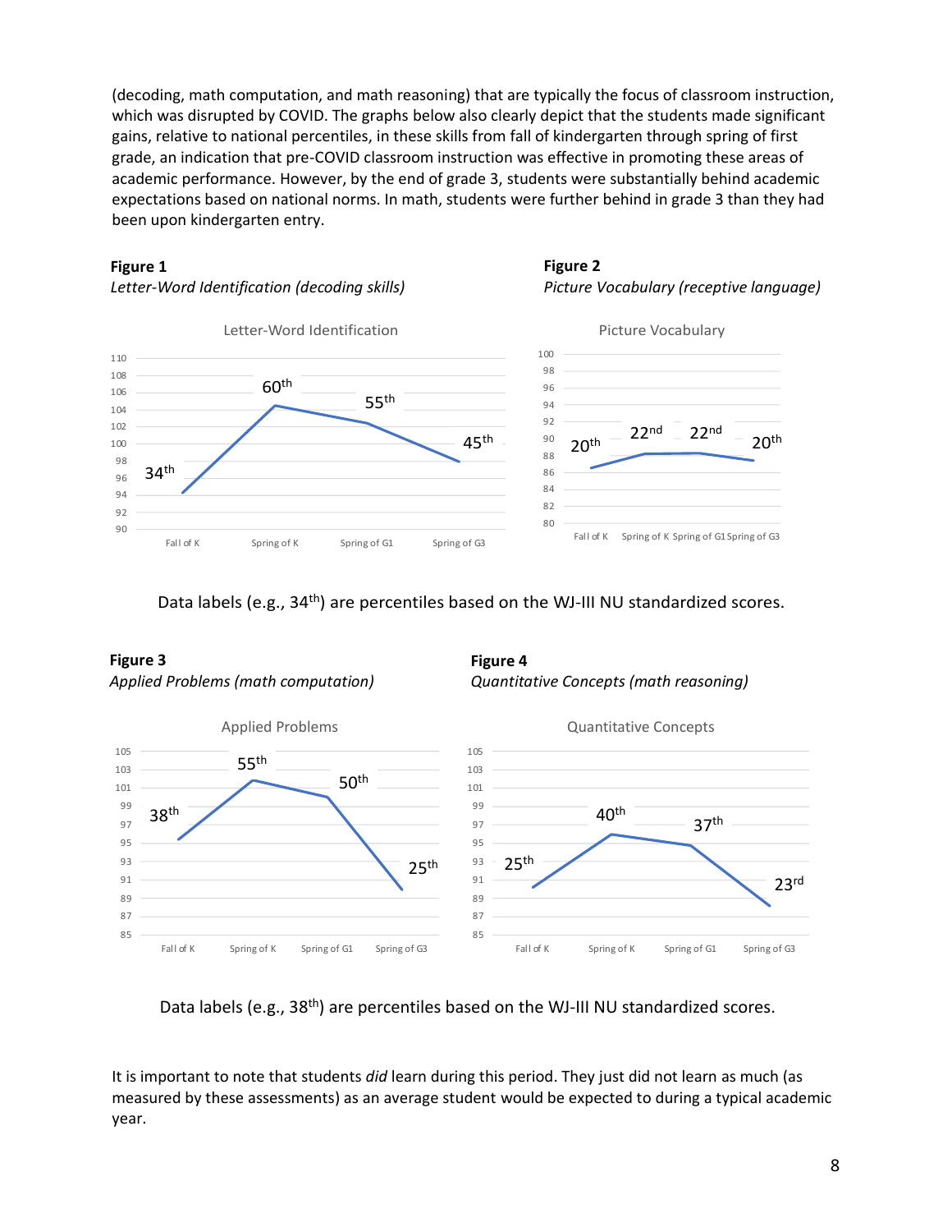(decoding, math computation, and math reasoning) that are typically the focus of classroom instruction, which was disrupted by COVID. The graphs below also clearly depict that the students made significant gains, relative to national percentiles, in these skills from fall of kindergarten through spring of first grade, an indication that pre-COVID classroom instruction was effective in promoting these areas of academic performance. However, by the end of grade 3, students were substantially behind academic expectations based on national norms. In math, students were further behind in grade 3 than they had been upon kindergarten entry.

**Figure 1**

*Letter-Word Identification (decoding skills)*

Letter-Word Identification

110
108
106
104
102
100
98
96
94
92
90

34th
60th
55th
45th

Fall of K
Spring of K
Spring of G1
Spring of G3

**Figure 2**

*Picture Vocabulary (receptive language)*

Picture Vocabulary

100
98
96
94
92
90
88
86
84
82
80

20th
22nd
22nd
20th

Fall of K
Spring of K
Spring of G1
Spring of G3

Data labels (e.g., 34th) are percentiles based on the WJ-III NU standardized scores.

**Figure 3**

*Applied Problems (math computation)*

Applied Problems

105
103
101
99
97
95
93
91
89
87
85

38th
55th
50th
25th

Fall of K
Spring of K
Spring of G1
Spring of G3

**Figure 4**

*Quantitative Concepts (math reasoning)*

Quantitative Concepts

105
103
101
99
97
95
93
91
89
87
85

25th
40th
37th
23rd

Fall of K
Spring of K
Spring of G1
Spring of G3

Data labels (e.g., 38th) are percentiles based on the WJ-III NU standardized scores.

It is important to note that students *did* learn during this period. They just did not learn as much (as measured by these assessments) as an average student would be expected to during a typical academic year.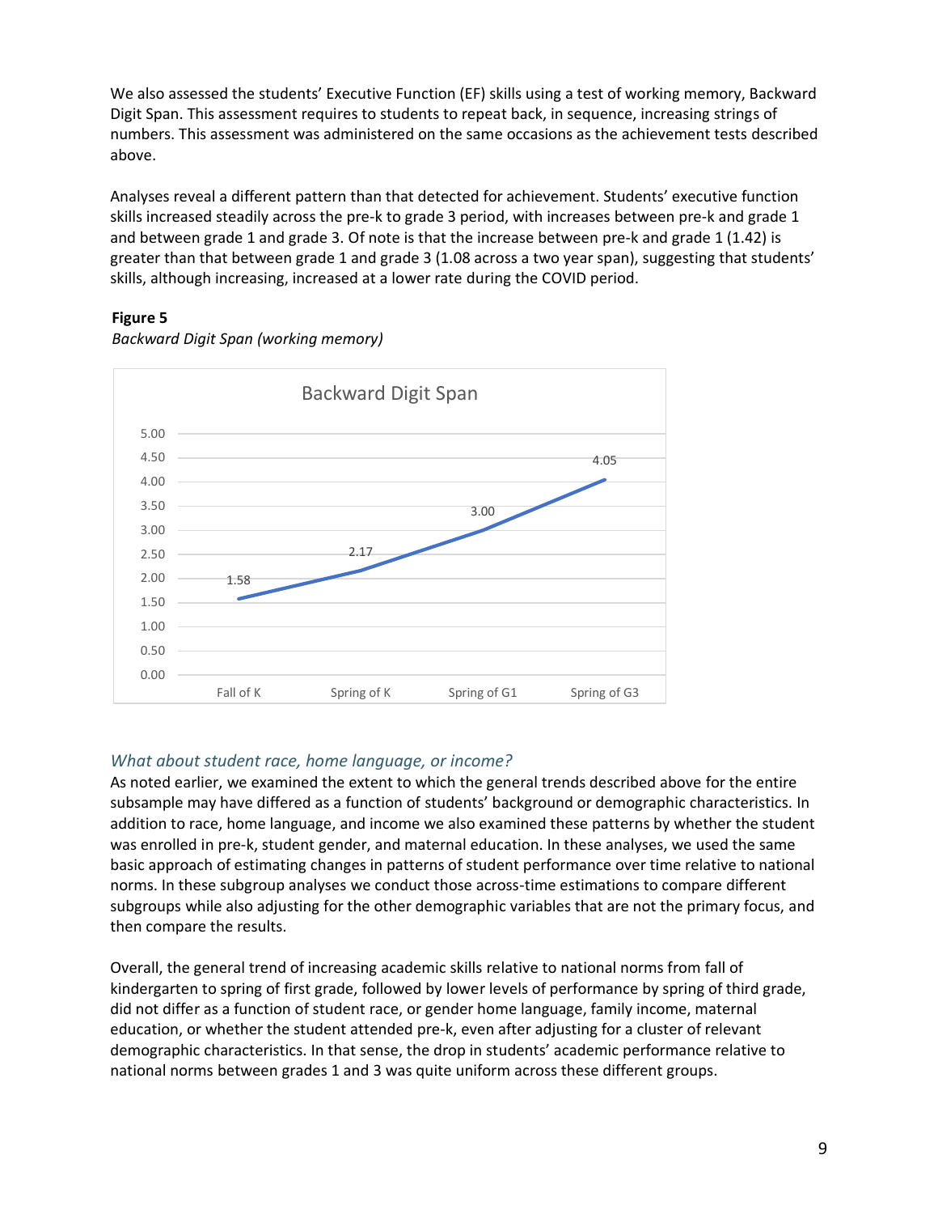We also assessed the students' Executive Function (EF) skills using a test of working memory, Backward Digit Span. This assessment requires to students to repeat back, in sequence, increasing strings of numbers. This assessment was administered on the same occasions as the achievement tests described above.

Analyses reveal a different pattern than that detected for achievement. Students' executive function skills increased steadily across the pre-k to grade 3 period, with increases between pre-k and grade 1 and between grade 1 and grade 3. Of note is that the increase between pre-k and grade 1 (1.42) is greater than that between grade 1 and grade 3 (1.08 across a two year span), suggesting that students' skills, although increasing, increased at a lower rate during the COVID period.

**Figure 5**

*Backward Digit Span (working memory)*

| | Fall of K | Spring of K | Spring of G1 | Spring of G3 |
|---|---|---|---|---|
| Backward Digit Span | 1.58 | 2.17 | 3.00 | 4.05 |

### *What about student race, home language, or income?*

As noted earlier, we examined the extent to which the general trends described above for the entire subsample may have differed as a function of students' background or demographic characteristics. In addition to race, home language, and income we also examined these patterns by whether the student was enrolled in pre-k, student gender, and maternal education. In these analyses, we used the same basic approach of estimating changes in patterns of student performance over time relative to national norms. In these subgroup analyses we conduct those across-time estimations to compare different subgroups while also adjusting for the other demographic variables that are not the primary focus, and then compare the results.

Overall, the general trend of increasing academic skills relative to national norms from fall of kindergarten to spring of first grade, followed by lower levels of performance by spring of third grade, did not differ as a function of student race, or gender home language, family income, maternal education, or whether the student attended pre-k, even after adjusting for a cluster of relevant demographic characteristics. In that sense, the drop in students' academic performance relative to national norms between grades 1 and 3 was quite uniform across these different groups.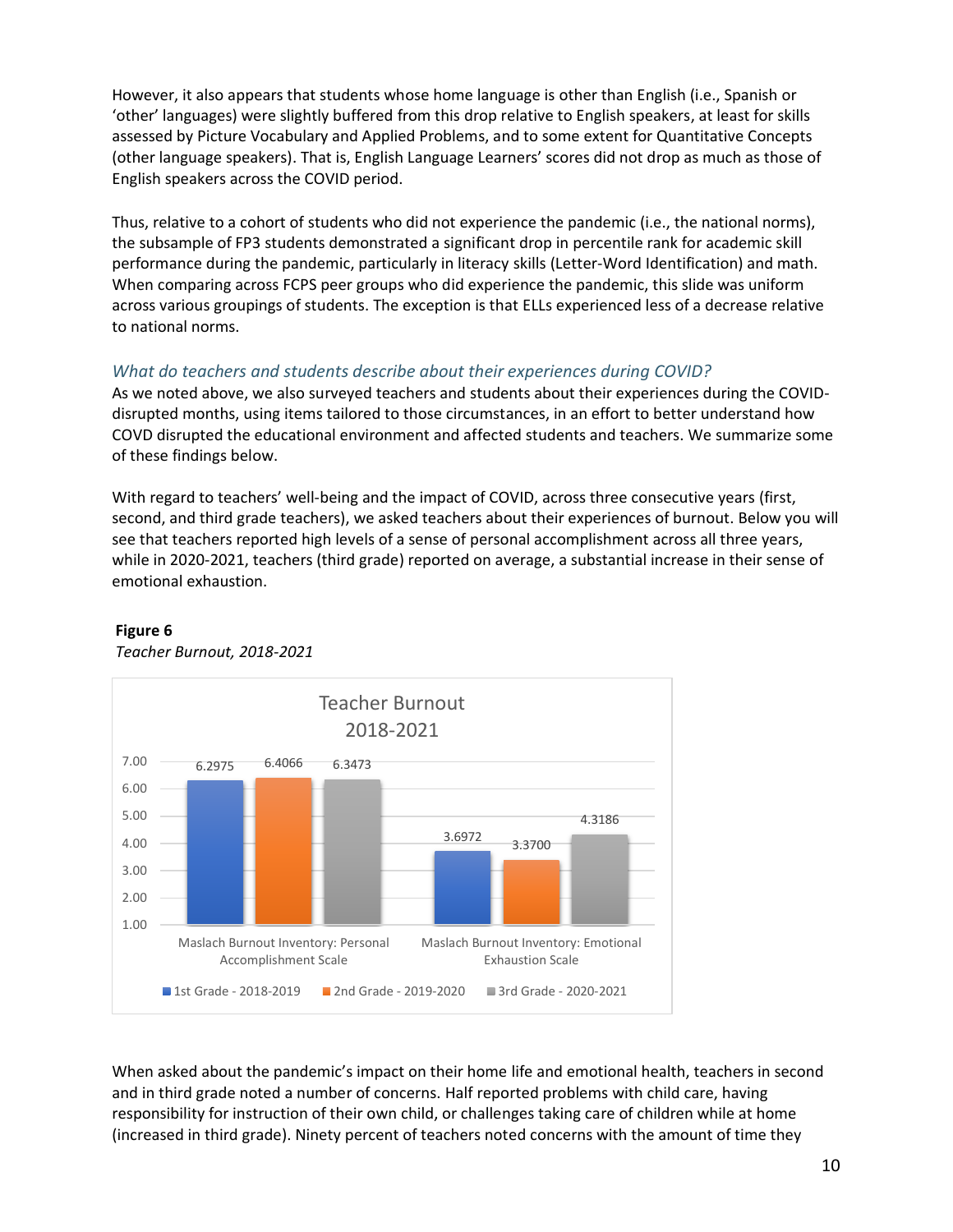However, it also appears that students whose home language is other than English (i.e., Spanish or 'other' languages) were slightly buffered from this drop relative to English speakers, at least for skills assessed by Picture Vocabulary and Applied Problems, and to some extent for Quantitative Concepts (other language speakers). That is, English Language Learners' scores did not drop as much as those of English speakers across the COVID period.

Thus, relative to a cohort of students who did not experience the pandemic (i.e., the national norms), the subsample of FP3 students demonstrated a significant drop in percentile rank for academic skill performance during the pandemic, particularly in literacy skills (Letter-Word Identification) and math. When comparing across FCPS peer groups who did experience the pandemic, this slide was uniform across various groupings of students. The exception is that ELLs experienced less of a decrease relative to national norms.

### *What do teachers and students describe about their experiences during COVID?*

As we noted above, we also surveyed teachers and students about their experiences during the COVID-disrupted months, using items tailored to those circumstances, in an effort to better understand how COVD disrupted the educational environment and affected students and teachers. We summarize some of these findings below.

With regard to teachers' well-being and the impact of COVID, across three consecutive years (first, second, and third grade teachers), we asked teachers about their experiences of burnout. Below you will see that teachers reported high levels of a sense of personal accomplishment across all three years, while in 2020-2021, teachers (third grade) reported on average, a substantial increase in their sense of emotional exhaustion.

**Figure 6**

*Teacher Burnout, 2018-2021*

Teacher Burnout
2018-2021

7.00
6.00
5.00
4.00
3.00
2.00
1.00

6.2975
6.4066
6.3473
3.6972
3.3700
4.3186

Maslach Burnout Inventory: Personal Accomplishment Scale
Maslach Burnout Inventory: Emotional Exhaustion Scale

1st Grade - 2018-2019
2nd Grade - 2019-2020
3rd Grade - 2020-2021

When asked about the pandemic's impact on their home life and emotional health, teachers in second and in third grade noted a number of concerns. Half reported problems with child care, having responsibility for instruction of their own child, or challenges taking care of children while at home (increased in third grade). Ninety percent of teachers noted concerns with the amount of time they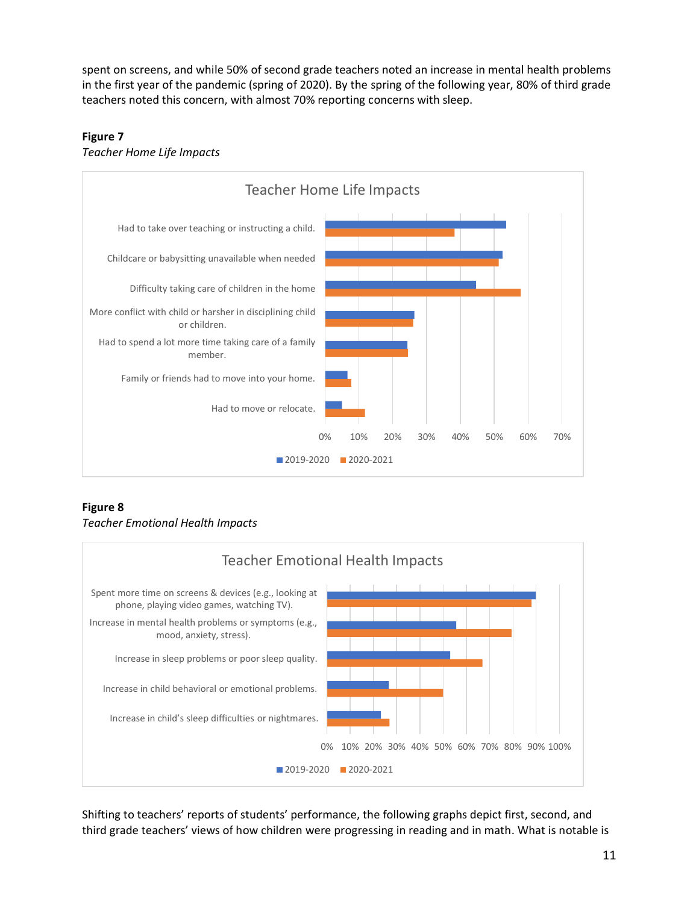spent on screens, and while 50% of second grade teachers noted an increase in mental health problems in the first year of the pandemic (spring of 2020). By the spring of the following year, 80% of third grade teachers noted this concern, with almost 70% reporting concerns with sleep.

**Figure 7**

*Teacher Home Life Impacts*

Teacher Home Life Impacts

Had to take over teaching or instructing a child.

Childcare or babysitting unavailable when needed

Difficulty taking care of children in the home

More conflict with child or harsher in disciplining child or children.

Had to spend a lot more time taking care of a family member.

Family or friends had to move into your home.

Had to move or relocate.

0% 10% 20% 30% 40% 50% 60% 70%

2019-2020 2020-2021

**Figure 8**

*Teacher Emotional Health Impacts*

Teacher Emotional Health Impacts

Spent more time on screens & devices (e.g., looking at phone, playing video games, watching TV).

Increase in mental health problems or symptoms (e.g., mood, anxiety, stress).

Increase in sleep problems or poor sleep quality.

Increase in child behavioral or emotional problems.

Increase in child's sleep difficulties or nightmares.

0% 10% 20% 30% 40% 50% 60% 70% 80% 90% 100%

2019-2020 2020-2021

Shifting to teachers' reports of students' performance, the following graphs depict first, second, and third grade teachers' views of how children were progressing in reading and in math. What is notable is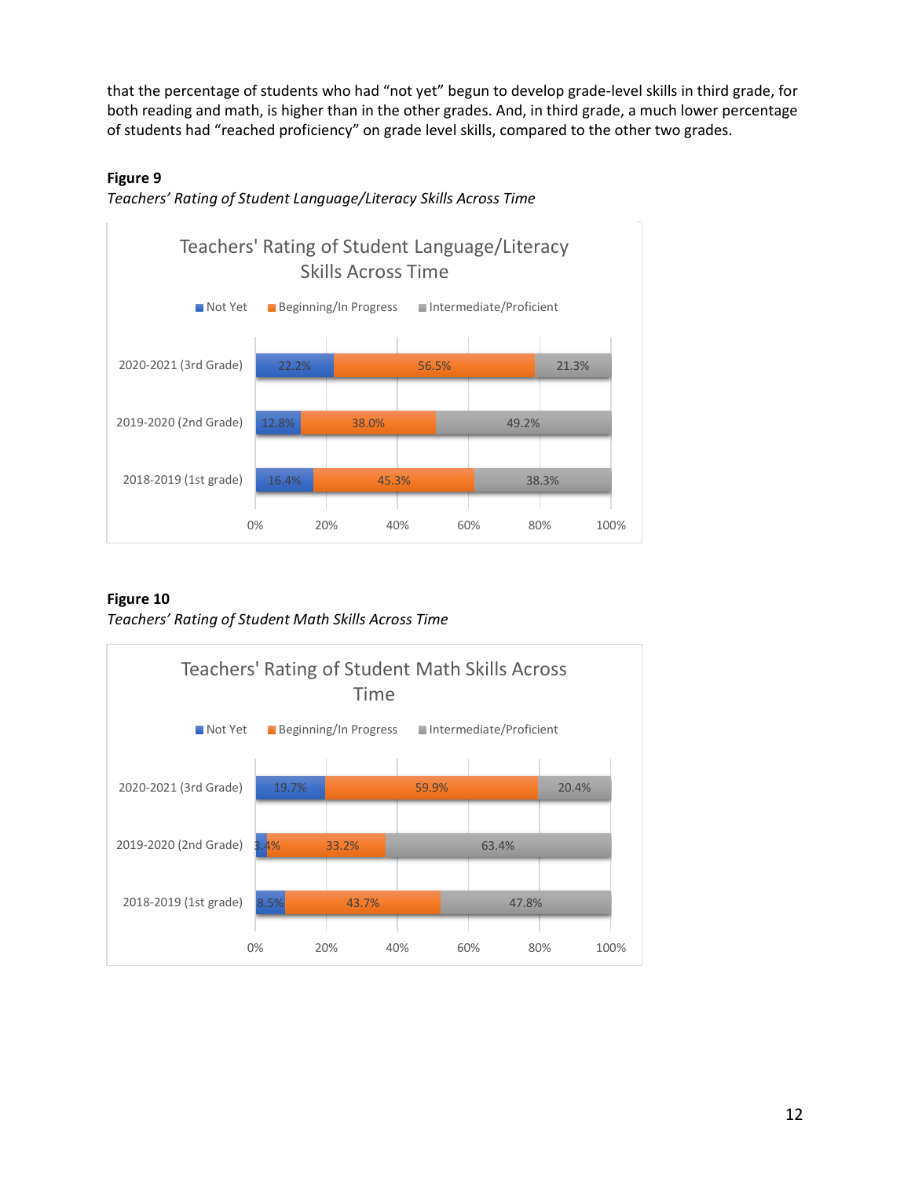that the percentage of students who had "not yet" begun to develop grade-level skills in third grade, for both reading and math, is higher than in the other grades. And, in third grade, a much lower percentage of students had "reached proficiency" on grade level skills, compared to the other two grades.

**Figure 9**

*Teachers' Rating of Student Language/Literacy Skills Across Time*

Teachers' Rating of Student Language/Literacy Skills Across Time

Not Yet
Beginning/In Progress
Intermediate/Proficient

2020-2021 (3rd Grade): 22.2% 56.5% 21.3%
2019-2020 (2nd Grade): 12.8% 38.0% 49.2%
2018-2019 (1st grade): 16.4% 45.3% 38.3%

0% 20% 40% 60% 80% 100%

**Figure 10**

*Teachers' Rating of Student Math Skills Across Time*

Teachers' Rating of Student Math Skills Across Time

Not Yet
Beginning/In Progress
Intermediate/Proficient

2020-2021 (3rd Grade): 19.7% 59.9% 20.4%
2019-2020 (2nd Grade): 3.4% 33.2% 63.4%
2018-2019 (1st grade): 8.5% 43.7% 47.8%

0% 20% 40% 60% 80% 100%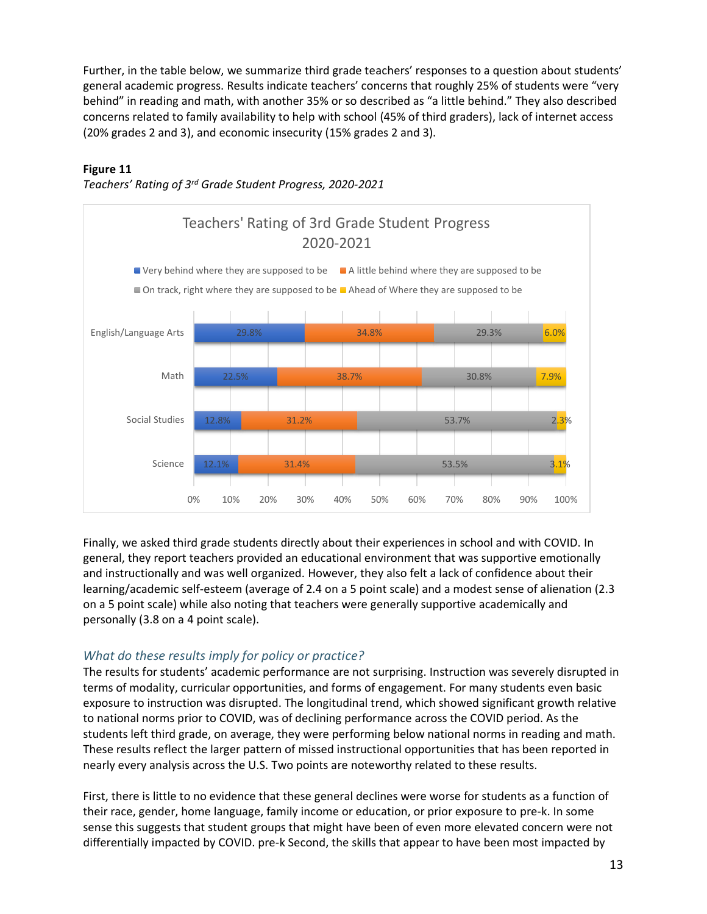Further, in the table below, we summarize third grade teachers' responses to a question about students' general academic progress. Results indicate teachers' concerns that roughly 25% of students were "very behind" in reading and math, with another 35% or so described as "a little behind." They also described concerns related to family availability to help with school (45% of third graders), lack of internet access (20% grades 2 and 3), and economic insecurity (15% grades 2 and 3).

**Figure 11**

*Teachers' Rating of 3rd Grade Student Progress, 2020-2021*

Teachers' Rating of 3rd Grade Student Progress 2020-2021

| | Very behind where they are supposed to be | A little behind where they are supposed to be | On track, right where they are supposed to be | Ahead of Where they are supposed to be |
|---|---|---|---|---|
| English/Language Arts | 29.8% | 34.8% | 29.3% | 6.0% |
| Math | 22.5% | 38.7% | 30.8% | 7.9% |
| Social Studies | 12.8% | 31.2% | 53.7% | 2.3% |
| Science | 12.1% | 31.4% | 53.5% | 3.1% |

Finally, we asked third grade students directly about their experiences in school and with COVID. In general, they report teachers provided an educational environment that was supportive emotionally and instructionally and was well organized. However, they also felt a lack of confidence about their learning/academic self-esteem (average of 2.4 on a 5 point scale) and a modest sense of alienation (2.3 on a 5 point scale) while also noting that teachers were generally supportive academically and personally (3.8 on a 4 point scale).

### *What do these results imply for policy or practice?*

The results for students' academic performance are not surprising. Instruction was severely disrupted in terms of modality, curricular opportunities, and forms of engagement. For many students even basic exposure to instruction was disrupted. The longitudinal trend, which showed significant growth relative to national norms prior to COVID, was of declining performance across the COVID period. As the students left third grade, on average, they were performing below national norms in reading and math. These results reflect the larger pattern of missed instructional opportunities that has been reported in nearly every analysis across the U.S. Two points are noteworthy related to these results.

First, there is little to no evidence that these general declines were worse for students as a function of their race, gender, home language, family income or education, or prior exposure to pre-k. In some sense this suggests that student groups that might have been of even more elevated concern were not differentially impacted by COVID. pre-k Second, the skills that appear to have been most impacted by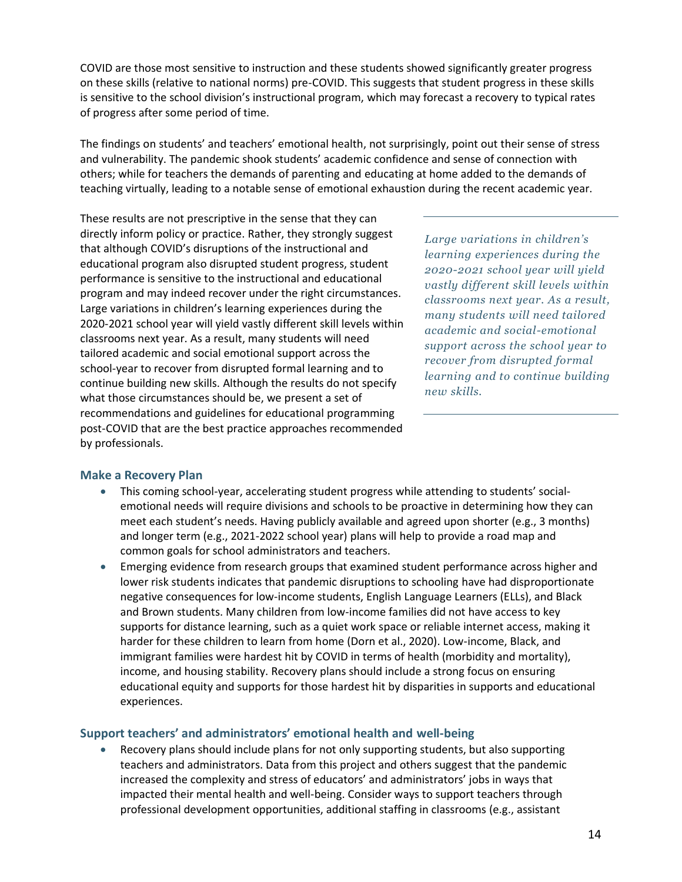COVID are those most sensitive to instruction and these students showed significantly greater progress on these skills (relative to national norms) pre-COVID. This suggests that student progress in these skills is sensitive to the school division's instructional program, which may forecast a recovery to typical rates of progress after some period of time.

The findings on students' and teachers' emotional health, not surprisingly, point out their sense of stress and vulnerability. The pandemic shook students' academic confidence and sense of connection with others; while for teachers the demands of parenting and educating at home added to the demands of teaching virtually, leading to a notable sense of emotional exhaustion during the recent academic year.

These results are not prescriptive in the sense that they can directly inform policy or practice. Rather, they strongly suggest that although COVID's disruptions of the instructional and educational program also disrupted student progress, student performance is sensitive to the instructional and educational program and may indeed recover under the right circumstances. Large variations in children's learning experiences during the 2020-2021 school year will yield vastly different skill levels within classrooms next year. As a result, many students will need tailored academic and social emotional support across the school-year to recover from disrupted formal learning and to continue building new skills. Although the results do not specify what those circumstances should be, we present a set of recommendations and guidelines for educational programming post-COVID that are the best practice approaches recommended by professionals.

> *Large variations in children's learning experiences during the 2020-2021 school year will yield vastly different skill levels within classrooms next year. As a result, many students will need tailored academic and social-emotional support across the school year to recover from disrupted formal learning and to continue building new skills.*

### Make a Recovery Plan

- This coming school-year, accelerating student progress while attending to students' social-emotional needs will require divisions and schools to be proactive in determining how they can meet each student's needs. Having publicly available and agreed upon shorter (e.g., 3 months) and longer term (e.g., 2021-2022 school year) plans will help to provide a road map and common goals for school administrators and teachers.
- Emerging evidence from research groups that examined student performance across higher and lower risk students indicates that pandemic disruptions to schooling have had disproportionate negative consequences for low-income students, English Language Learners (ELLs), and Black and Brown students. Many children from low-income families did not have access to key supports for distance learning, such as a quiet work space or reliable internet access, making it harder for these children to learn from home (Dorn et al., 2020). Low-income, Black, and immigrant families were hardest hit by COVID in terms of health (morbidity and mortality), income, and housing stability. Recovery plans should include a strong focus on ensuring educational equity and supports for those hardest hit by disparities in supports and educational experiences.

### Support teachers' and administrators' emotional health and well-being

- Recovery plans should include plans for not only supporting students, but also supporting teachers and administrators. Data from this project and others suggest that the pandemic increased the complexity and stress of educators' and administrators' jobs in ways that impacted their mental health and well-being. Consider ways to support teachers through professional development opportunities, additional staffing in classrooms (e.g., assistant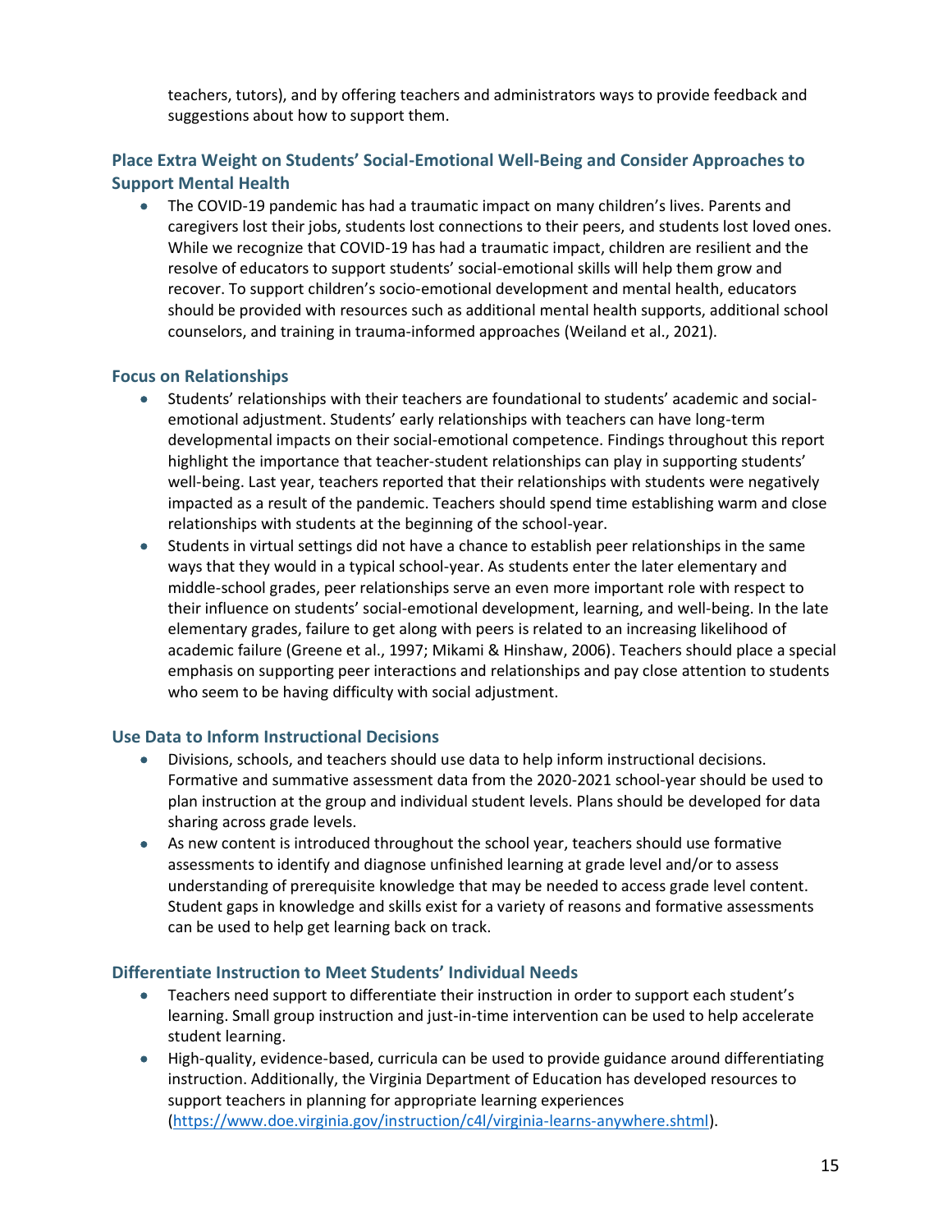teachers, tutors), and by offering teachers and administrators ways to provide feedback and suggestions about how to support them.

### Place Extra Weight on Students' Social-Emotional Well-Being and Consider Approaches to Support Mental Health

- The COVID-19 pandemic has had a traumatic impact on many children's lives. Parents and caregivers lost their jobs, students lost connections to their peers, and students lost loved ones. While we recognize that COVID-19 has had a traumatic impact, children are resilient and the resolve of educators to support students' social-emotional skills will help them grow and recover. To support children's socio-emotional development and mental health, educators should be provided with resources such as additional mental health supports, additional school counselors, and training in trauma-informed approaches (Weiland et al., 2021).

### Focus on Relationships

- Students' relationships with their teachers are foundational to students' academic and social-emotional adjustment. Students' early relationships with teachers can have long-term developmental impacts on their social-emotional competence. Findings throughout this report highlight the importance that teacher-student relationships can play in supporting students' well-being. Last year, teachers reported that their relationships with students were negatively impacted as a result of the pandemic. Teachers should spend time establishing warm and close relationships with students at the beginning of the school-year.
- Students in virtual settings did not have a chance to establish peer relationships in the same ways that they would in a typical school-year. As students enter the later elementary and middle-school grades, peer relationships serve an even more important role with respect to their influence on students' social-emotional development, learning, and well-being. In the late elementary grades, failure to get along with peers is related to an increasing likelihood of academic failure (Greene et al., 1997; Mikami & Hinshaw, 2006). Teachers should place a special emphasis on supporting peer interactions and relationships and pay close attention to students who seem to be having difficulty with social adjustment.

### Use Data to Inform Instructional Decisions

- Divisions, schools, and teachers should use data to help inform instructional decisions. Formative and summative assessment data from the 2020-2021 school-year should be used to plan instruction at the group and individual student levels. Plans should be developed for data sharing across grade levels.
- As new content is introduced throughout the school year, teachers should use formative assessments to identify and diagnose unfinished learning at grade level and/or to assess understanding of prerequisite knowledge that may be needed to access grade level content. Student gaps in knowledge and skills exist for a variety of reasons and formative assessments can be used to help get learning back on track.

### Differentiate Instruction to Meet Students' Individual Needs

- Teachers need support to differentiate their instruction in order to support each student's learning. Small group instruction and just-in-time intervention can be used to help accelerate student learning.
- High-quality, evidence-based, curricula can be used to provide guidance around differentiating instruction. Additionally, the Virginia Department of Education has developed resources to support teachers in planning for appropriate learning experiences (https://www.doe.virginia.gov/instruction/c4l/virginia-learns-anywhere.shtml).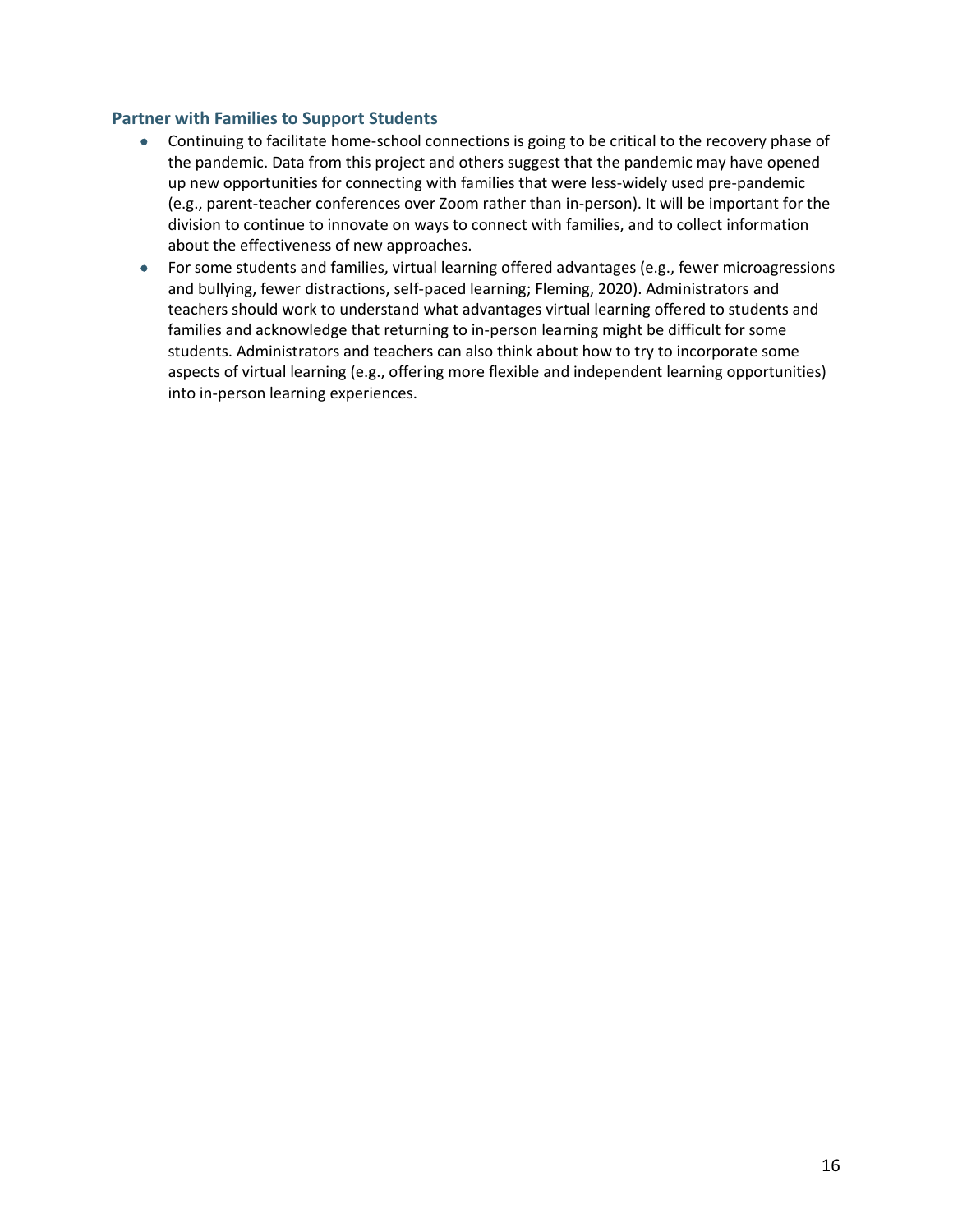### Partner with Families to Support Students

- Continuing to facilitate home-school connections is going to be critical to the recovery phase of the pandemic. Data from this project and others suggest that the pandemic may have opened up new opportunities for connecting with families that were less-widely used pre-pandemic (e.g., parent-teacher conferences over Zoom rather than in-person). It will be important for the division to continue to innovate on ways to connect with families, and to collect information about the effectiveness of new approaches.
- For some students and families, virtual learning offered advantages (e.g., fewer microagressions and bullying, fewer distractions, self-paced learning; Fleming, 2020). Administrators and teachers should work to understand what advantages virtual learning offered to students and families and acknowledge that returning to in-person learning might be difficult for some students. Administrators and teachers can also think about how to try to incorporate some aspects of virtual learning (e.g., offering more flexible and independent learning opportunities) into in-person learning experiences.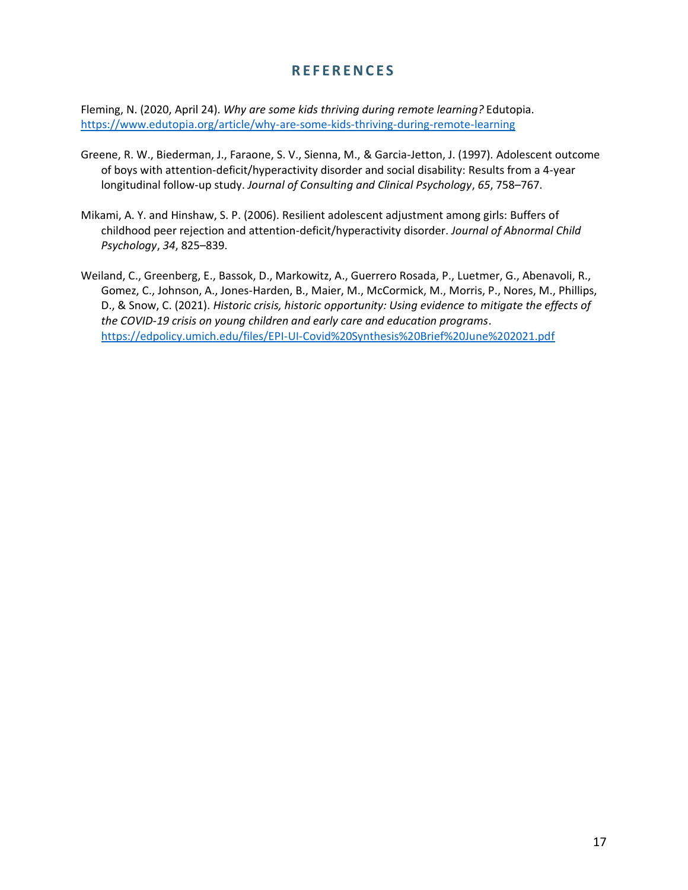# REFERENCES

Fleming, N. (2020, April 24). *Why are some kids thriving during remote learning?* Edutopia. https://www.edutopia.org/article/why-are-some-kids-thriving-during-remote-learning

Greene, R. W., Biederman, J., Faraone, S. V., Sienna, M., & Garcia-Jetton, J. (1997). Adolescent outcome of boys with attention-deficit/hyperactivity disorder and social disability: Results from a 4-year longitudinal follow-up study. *Journal of Consulting and Clinical Psychology*, *65*, 758–767.

Mikami, A. Y. and Hinshaw, S. P. (2006). Resilient adolescent adjustment among girls: Buffers of childhood peer rejection and attention-deficit/hyperactivity disorder. *Journal of Abnormal Child Psychology*, *34*, 825–839.

Weiland, C., Greenberg, E., Bassok, D., Markowitz, A., Guerrero Rosada, P., Luetmer, G., Abenavoli, R., Gomez, C., Johnson, A., Jones-Harden, B., Maier, M., McCormick, M., Morris, P., Nores, M., Phillips, D., & Snow, C. (2021). *Historic crisis, historic opportunity: Using evidence to mitigate the effects of the COVID-19 crisis on young children and early care and education programs*. https://edpolicy.umich.edu/files/EPI-UI-Covid%20Synthesis%20Brief%20June%202021.pdf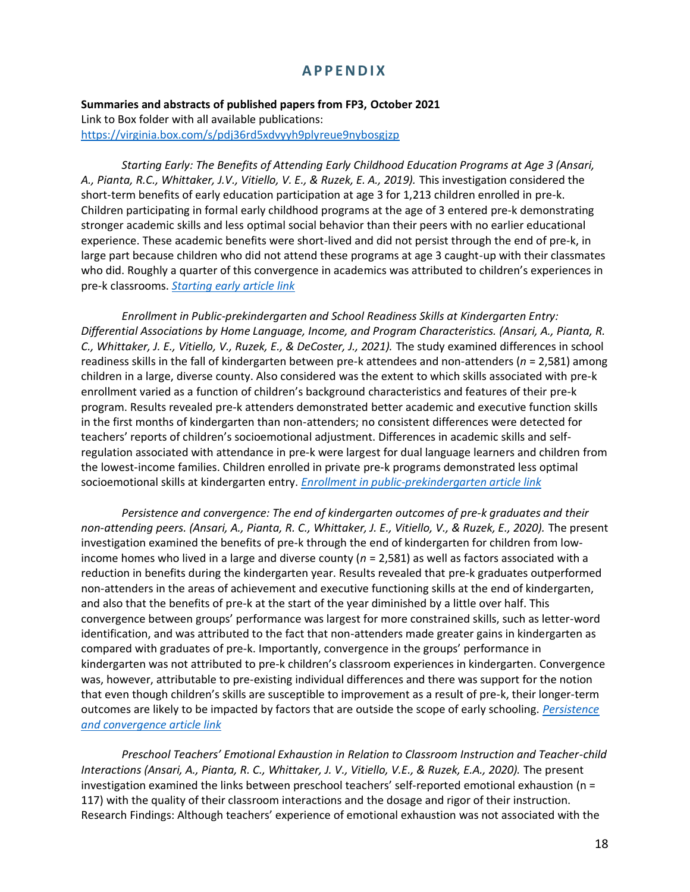# APPENDIX

**Summaries and abstracts of published papers from FP3, October 2021**
Link to Box folder with all available publications:
https://virginia.box.com/s/pdj36rd5xdvyyh9plyreue9nybosgjzp

*Starting Early: The Benefits of Attending Early Childhood Education Programs at Age 3 (Ansari, A., Pianta, R.C., Whittaker, J.V., Vitiello, V. E., & Ruzek, E. A., 2019).* This investigation considered the short-term benefits of early education participation at age 3 for 1,213 children enrolled in pre-k. Children participating in formal early childhood programs at the age of 3 entered pre-k demonstrating stronger academic skills and less optimal social behavior than their peers with no earlier educational experience. These academic benefits were short-lived and did not persist through the end of pre-k, in large part because children who did not attend these programs at age 3 caught-up with their classmates who did. Roughly a quarter of this convergence in academics was attributed to children's experiences in pre-k classrooms. *Starting early article link*

*Enrollment in Public-prekindergarten and School Readiness Skills at Kindergarten Entry: Differential Associations by Home Language, Income, and Program Characteristics. (Ansari, A., Pianta, R. C., Whittaker, J. E., Vitiello, V., Ruzek, E., & DeCoster, J., 2021).* The study examined differences in school readiness skills in the fall of kindergarten between pre-k attendees and non-attenders (*n* = 2,581) among children in a large, diverse county. Also considered was the extent to which skills associated with pre-k enrollment varied as a function of children's background characteristics and features of their pre-k program. Results revealed pre-k attenders demonstrated better academic and executive function skills in the first months of kindergarten than non-attenders; no consistent differences were detected for teachers' reports of children's socioemotional adjustment. Differences in academic skills and self-regulation associated with attendance in pre-k were largest for dual language learners and children from the lowest-income families. Children enrolled in private pre-k programs demonstrated less optimal socioemotional skills at kindergarten entry. *Enrollment in public-prekindergarten article link*

*Persistence and convergence: The end of kindergarten outcomes of pre-k graduates and their non-attending peers. (Ansari, A., Pianta, R. C., Whittaker, J. E., Vitiello, V., & Ruzek, E., 2020).* The present investigation examined the benefits of pre-k through the end of kindergarten for children from low-income homes who lived in a large and diverse county (*n* = 2,581) as well as factors associated with a reduction in benefits during the kindergarten year. Results revealed that pre-k graduates outperformed non-attenders in the areas of achievement and executive functioning skills at the end of kindergarten, and also that the benefits of pre-k at the start of the year diminished by a little over half. This convergence between groups' performance was largest for more constrained skills, such as letter-word identification, and was attributed to the fact that non-attenders made greater gains in kindergarten as compared with graduates of pre-k. Importantly, convergence in the groups' performance in kindergarten was not attributed to pre-k children's classroom experiences in kindergarten. Convergence was, however, attributable to pre-existing individual differences and there was support for the notion that even though children's skills are susceptible to improvement as a result of pre-k, their longer-term outcomes are likely to be impacted by factors that are outside the scope of early schooling. *Persistence and convergence article link*

*Preschool Teachers' Emotional Exhaustion in Relation to Classroom Instruction and Teacher-child Interactions (Ansari, A., Pianta, R. C., Whittaker, J. V., Vitiello, V.E., & Ruzek, E.A., 2020).* The present investigation examined the links between preschool teachers' self-reported emotional exhaustion (n = 117) with the quality of their classroom interactions and the dosage and rigor of their instruction. Research Findings: Although teachers' experience of emotional exhaustion was not associated with the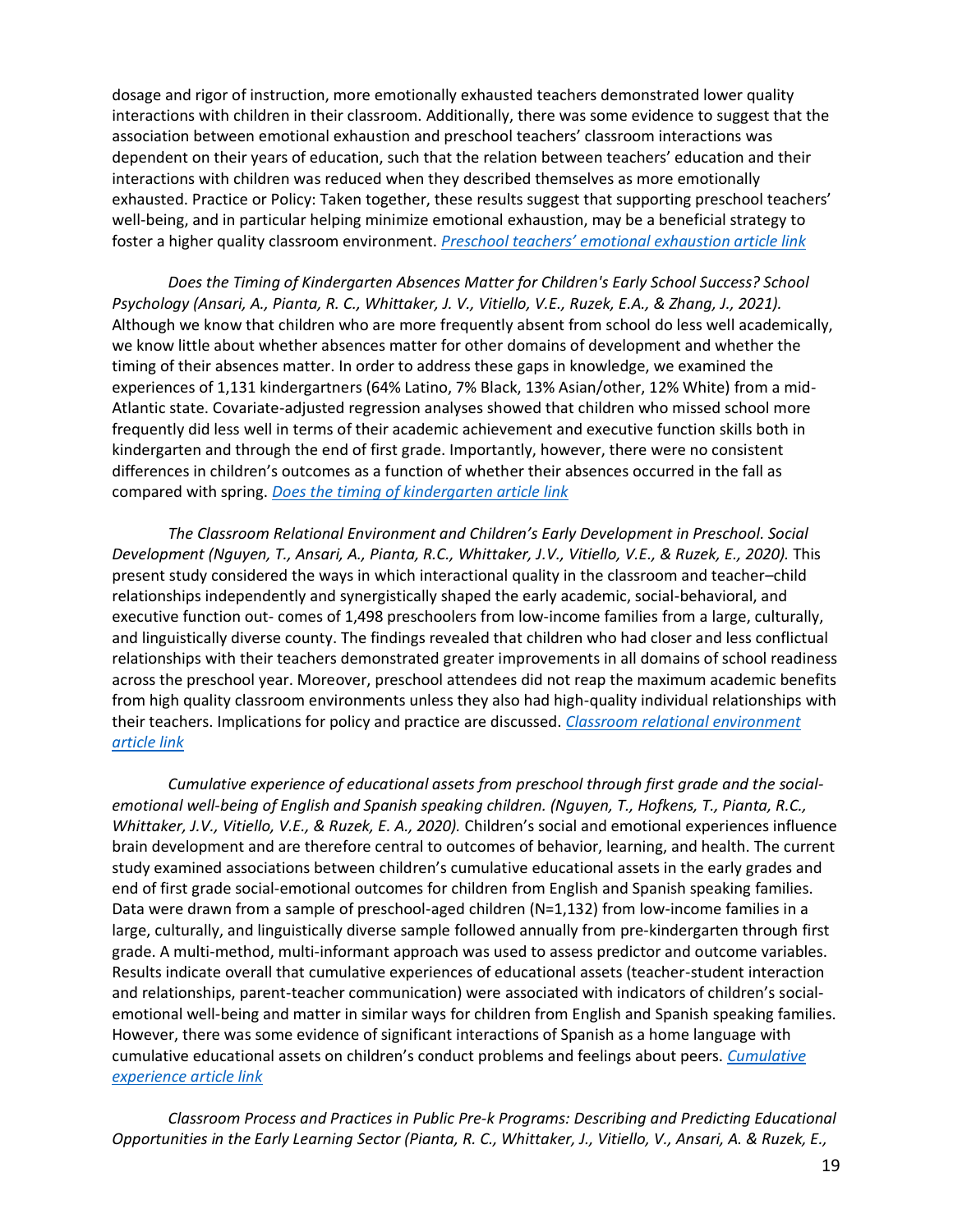dosage and rigor of instruction, more emotionally exhausted teachers demonstrated lower quality interactions with children in their classroom. Additionally, there was some evidence to suggest that the association between emotional exhaustion and preschool teachers' classroom interactions was dependent on their years of education, such that the relation between teachers' education and their interactions with children was reduced when they described themselves as more emotionally exhausted. Practice or Policy: Taken together, these results suggest that supporting preschool teachers' well-being, and in particular helping minimize emotional exhaustion, may be a beneficial strategy to foster a higher quality classroom environment. *Preschool teachers' emotional exhaustion article link*

*Does the Timing of Kindergarten Absences Matter for Children's Early School Success? School Psychology (Ansari, A., Pianta, R. C., Whittaker, J. V., Vitiello, V.E., Ruzek, E.A., & Zhang, J., 2021).* Although we know that children who are more frequently absent from school do less well academically, we know little about whether absences matter for other domains of development and whether the timing of their absences matter. In order to address these gaps in knowledge, we examined the experiences of 1,131 kindergartners (64% Latino, 7% Black, 13% Asian/other, 12% White) from a mid-Atlantic state. Covariate-adjusted regression analyses showed that children who missed school more frequently did less well in terms of their academic achievement and executive function skills both in kindergarten and through the end of first grade. Importantly, however, there were no consistent differences in children's outcomes as a function of whether their absences occurred in the fall as compared with spring. *Does the timing of kindergarten article link*

*The Classroom Relational Environment and Children's Early Development in Preschool. Social Development (Nguyen, T., Ansari, A., Pianta, R.C., Whittaker, J.V., Vitiello, V.E., & Ruzek, E., 2020).* This present study considered the ways in which interactional quality in the classroom and teacher–child relationships independently and synergistically shaped the early academic, social-behavioral, and executive function out- comes of 1,498 preschoolers from low-income families from a large, culturally, and linguistically diverse county. The findings revealed that children who had closer and less conflictual relationships with their teachers demonstrated greater improvements in all domains of school readiness across the preschool year. Moreover, preschool attendees did not reap the maximum academic benefits from high quality classroom environments unless they also had high-quality individual relationships with their teachers. Implications for policy and practice are discussed. *Classroom relational environment article link*

*Cumulative experience of educational assets from preschool through first grade and the social-emotional well-being of English and Spanish speaking children. (Nguyen, T., Hofkens, T., Pianta, R.C., Whittaker, J.V., Vitiello, V.E., & Ruzek, E. A., 2020).* Children's social and emotional experiences influence brain development and are therefore central to outcomes of behavior, learning, and health. The current study examined associations between children's cumulative educational assets in the early grades and end of first grade social-emotional outcomes for children from English and Spanish speaking families. Data were drawn from a sample of preschool-aged children (N=1,132) from low-income families in a large, culturally, and linguistically diverse sample followed annually from pre-kindergarten through first grade. A multi-method, multi-informant approach was used to assess predictor and outcome variables. Results indicate overall that cumulative experiences of educational assets (teacher-student interaction and relationships, parent-teacher communication) were associated with indicators of children's social-emotional well-being and matter in similar ways for children from English and Spanish speaking families. However, there was some evidence of significant interactions of Spanish as a home language with cumulative educational assets on children's conduct problems and feelings about peers. *Cumulative experience article link*

*Classroom Process and Practices in Public Pre-k Programs: Describing and Predicting Educational Opportunities in the Early Learning Sector (Pianta, R. C., Whittaker, J., Vitiello, V., Ansari, A. & Ruzek, E.,*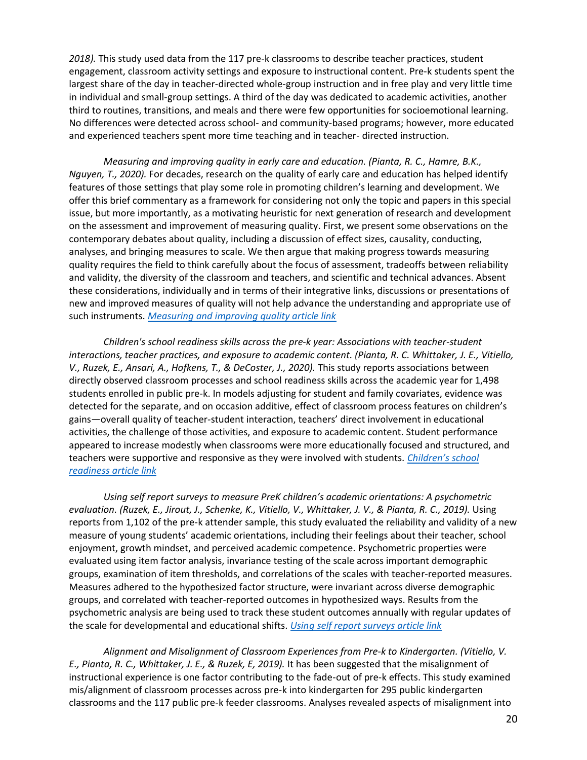*2018).* This study used data from the 117 pre-k classrooms to describe teacher practices, student engagement, classroom activity settings and exposure to instructional content. Pre-k students spent the largest share of the day in teacher-directed whole-group instruction and in free play and very little time in individual and small-group settings. A third of the day was dedicated to academic activities, another third to routines, transitions, and meals and there were few opportunities for socioemotional learning. No differences were detected across school- and community-based programs; however, more educated and experienced teachers spent more time teaching and in teacher- directed instruction.

*Measuring and improving quality in early care and education. (Pianta, R. C., Hamre, B.K., Nguyen, T., 2020).* For decades, research on the quality of early care and education has helped identify features of those settings that play some role in promoting children's learning and development. We offer this brief commentary as a framework for considering not only the topic and papers in this special issue, but more importantly, as a motivating heuristic for next generation of research and development on the assessment and improvement of measuring quality. First, we present some observations on the contemporary debates about quality, including a discussion of effect sizes, causality, conducting, analyses, and bringing measures to scale. We then argue that making progress towards measuring quality requires the field to think carefully about the focus of assessment, tradeoffs between reliability and validity, the diversity of the classroom and teachers, and scientific and technical advances. Absent these considerations, individually and in terms of their integrative links, discussions or presentations of new and improved measures of quality will not help advance the understanding and appropriate use of such instruments. *Measuring and improving quality article link*

*Children's school readiness skills across the pre-k year: Associations with teacher-student interactions, teacher practices, and exposure to academic content. (Pianta, R. C. Whittaker, J. E., Vitiello, V., Ruzek, E., Ansari, A., Hofkens, T., & DeCoster, J., 2020).* This study reports associations between directly observed classroom processes and school readiness skills across the academic year for 1,498 students enrolled in public pre-k. In models adjusting for student and family covariates, evidence was detected for the separate, and on occasion additive, effect of classroom process features on children's gains—overall quality of teacher-student interaction, teachers' direct involvement in educational activities, the challenge of those activities, and exposure to academic content. Student performance appeared to increase modestly when classrooms were more educationally focused and structured, and teachers were supportive and responsive as they were involved with students. *Children's school readiness article link*

*Using self report surveys to measure PreK children's academic orientations: A psychometric evaluation. (Ruzek, E., Jirout, J., Schenke, K., Vitiello, V., Whittaker, J. V., & Pianta, R. C., 2019).* Using reports from 1,102 of the pre-k attender sample, this study evaluated the reliability and validity of a new measure of young students' academic orientations, including their feelings about their teacher, school enjoyment, growth mindset, and perceived academic competence. Psychometric properties were evaluated using item factor analysis, invariance testing of the scale across important demographic groups, examination of item thresholds, and correlations of the scales with teacher-reported measures. Measures adhered to the hypothesized factor structure, were invariant across diverse demographic groups, and correlated with teacher-reported outcomes in hypothesized ways. Results from the psychometric analysis are being used to track these student outcomes annually with regular updates of the scale for developmental and educational shifts. *Using self report surveys article link*

*Alignment and Misalignment of Classroom Experiences from Pre-k to Kindergarten. (Vitiello, V. E., Pianta, R. C., Whittaker, J. E., & Ruzek, E, 2019).* It has been suggested that the misalignment of instructional experience is one factor contributing to the fade-out of pre-k effects. This study examined mis/alignment of classroom processes across pre-k into kindergarten for 295 public kindergarten classrooms and the 117 public pre-k feeder classrooms. Analyses revealed aspects of misalignment into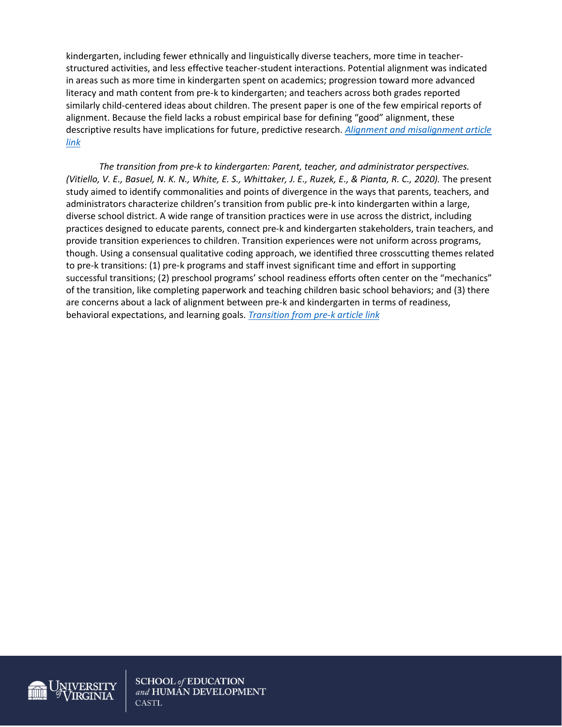kindergarten, including fewer ethnically and linguistically diverse teachers, more time in teacher-structured activities, and less effective teacher-student interactions. Potential alignment was indicated in areas such as more time in kindergarten spent on academics; progression toward more advanced literacy and math content from pre-k to kindergarten; and teachers across both grades reported similarly child-centered ideas about children. The present paper is one of the few empirical reports of alignment. Because the field lacks a robust empirical base for defining "good" alignment, these descriptive results have implications for future, predictive research. *Alignment and misalignment article link*

*The transition from pre-k to kindergarten: Parent, teacher, and administrator perspectives. (Vitiello, V. E., Basuel, N. K. N., White, E. S., Whittaker, J. E., Ruzek, E., & Pianta, R. C., 2020).* The present study aimed to identify commonalities and points of divergence in the ways that parents, teachers, and administrators characterize children's transition from public pre-k into kindergarten within a large, diverse school district. A wide range of transition practices were in use across the district, including practices designed to educate parents, connect pre-k and kindergarten stakeholders, train teachers, and provide transition experiences to children. Transition experiences were not uniform across programs, though. Using a consensual qualitative coding approach, we identified three crosscutting themes related to pre-k transitions: (1) pre-k programs and staff invest significant time and effort in supporting successful transitions; (2) preschool programs' school readiness efforts often center on the "mechanics" of the transition, like completing paperwork and teaching children basic school behaviors; and (3) there are concerns about a lack of alignment between pre-k and kindergarten in terms of readiness, behavioral expectations, and learning goals. *Transition from pre-k article link*